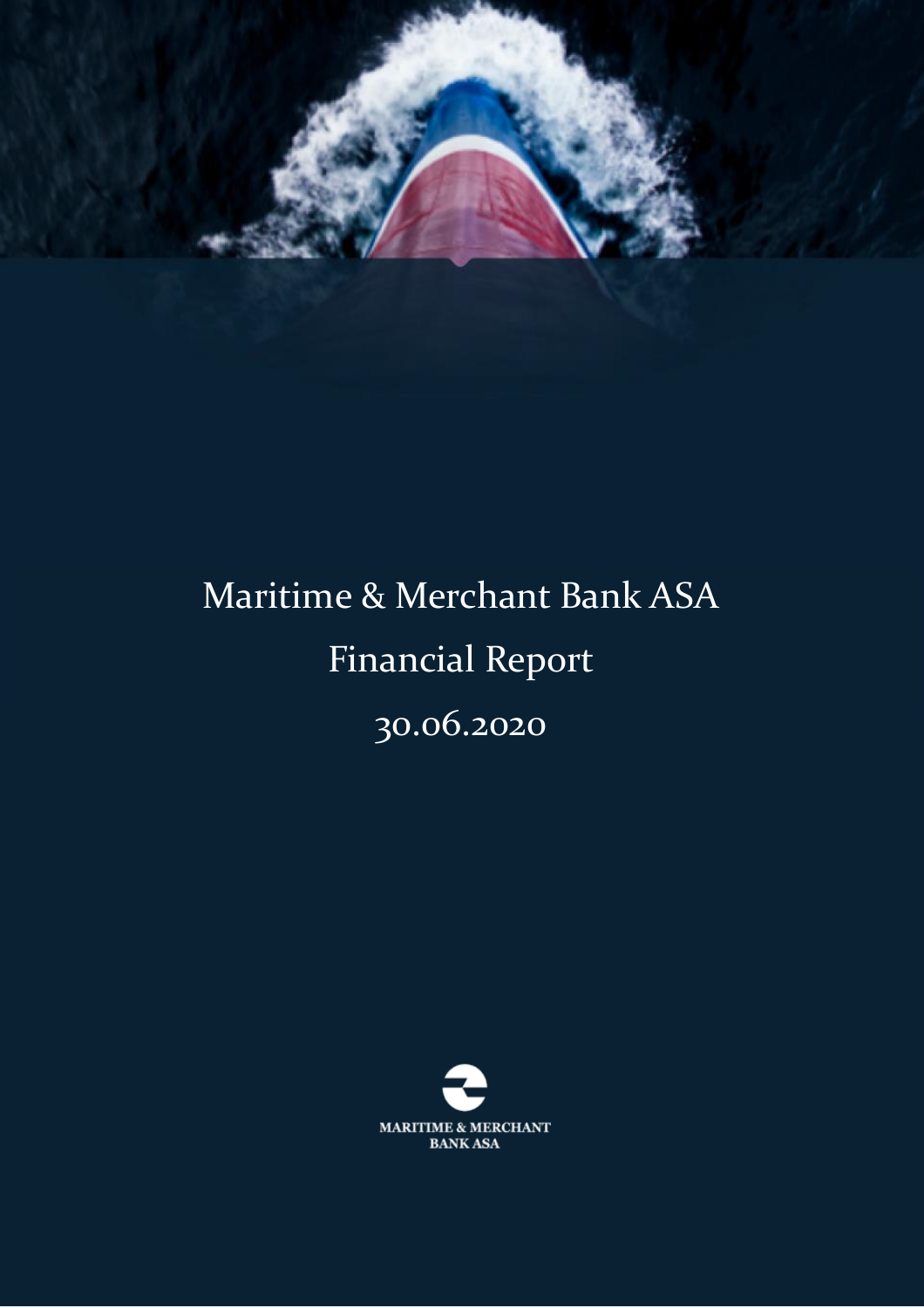# Maritime & Merchant Bank ASA

## Financial Report

## 30.06.2020

MARITIME & MERCHANT BANK ASA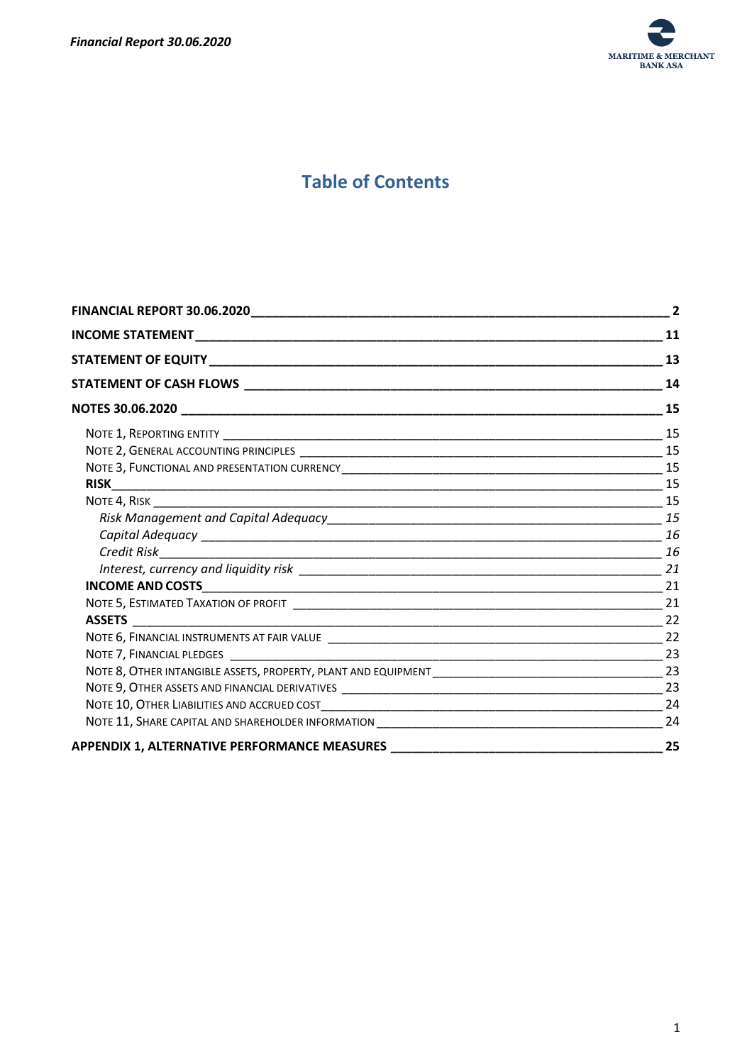# Table of Contents

| | |
|---|---|
| **FINANCIAL REPORT 30.06.2020** | **2** |
| **INCOME STATEMENT** | **11** |
| **STATEMENT OF EQUITY** | **13** |
| **STATEMENT OF CASH FLOWS** | **14** |
| **NOTES 30.06.2020** | **15** |
| NOTE 1, REPORTING ENTITY | 15 |
| NOTE 2, GENERAL ACCOUNTING PRINCIPLES | 15 |
| NOTE 3, FUNCTIONAL AND PRESENTATION CURRENCY | 15 |
| **RISK** | 15 |
| NOTE 4, RISK | 15 |
| *Risk Management and Capital Adequacy* | *15* |
| *Capital Adequacy* | *16* |
| *Credit Risk* | *16* |
| *Interest, currency and liquidity risk* | *21* |
| **INCOME AND COSTS** | 21 |
| NOTE 5, ESTIMATED TAXATION OF PROFIT | 21 |
| **ASSETS** | 22 |
| NOTE 6, FINANCIAL INSTRUMENTS AT FAIR VALUE | 22 |
| NOTE 7, FINANCIAL PLEDGES | 23 |
| NOTE 8, OTHER INTANGIBLE ASSETS, PROPERTY, PLANT AND EQUIPMENT | 23 |
| NOTE 9, OTHER ASSETS AND FINANCIAL DERIVATIVES | 23 |
| NOTE 10, OTHER LIABILITIES AND ACCRUED COST | 24 |
| NOTE 11, SHARE CAPITAL AND SHAREHOLDER INFORMATION | 24 |
| **APPENDIX 1, ALTERNATIVE PERFORMANCE MEASURES** | **25** |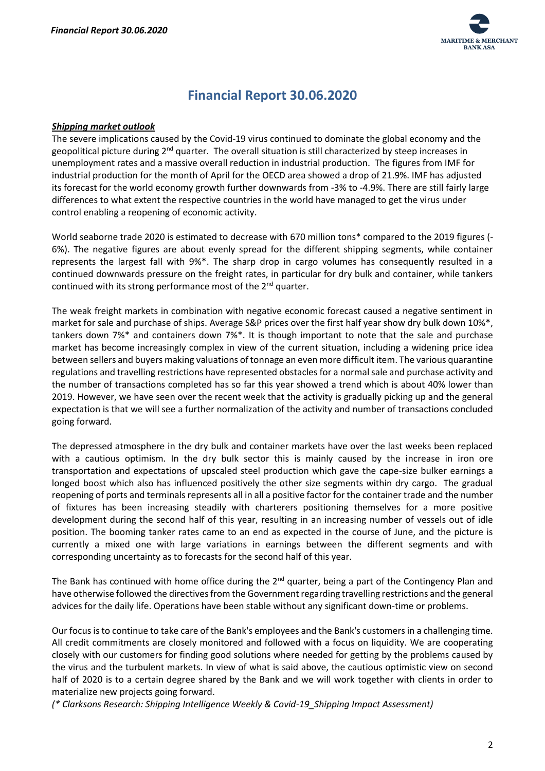# Financial Report 30.06.2020

***Shipping market outlook***

The severe implications caused by the Covid-19 virus continued to dominate the global economy and the geopolitical picture during 2nd quarter. The overall situation is still characterized by steep increases in unemployment rates and a massive overall reduction in industrial production. The figures from IMF for industrial production for the month of April for the OECD area showed a drop of 21.9%. IMF has adjusted its forecast for the world economy growth further downwards from -3% to -4.9%. There are still fairly large differences to what extent the respective countries in the world have managed to get the virus under control enabling a reopening of economic activity.

World seaborne trade 2020 is estimated to decrease with 670 million tons* compared to the 2019 figures (-6%). The negative figures are about evenly spread for the different shipping segments, while container represents the largest fall with 9%*. The sharp drop in cargo volumes has consequently resulted in a continued downwards pressure on the freight rates, in particular for dry bulk and container, while tankers continued with its strong performance most of the 2nd quarter.

The weak freight markets in combination with negative economic forecast caused a negative sentiment in market for sale and purchase of ships. Average S&P prices over the first half year show dry bulk down 10%*, tankers down 7%* and containers down 7%*. It is though important to note that the sale and purchase market has become increasingly complex in view of the current situation, including a widening price idea between sellers and buyers making valuations of tonnage an even more difficult item. The various quarantine regulations and travelling restrictions have represented obstacles for a normal sale and purchase activity and the number of transactions completed has so far this year showed a trend which is about 40% lower than 2019. However, we have seen over the recent week that the activity is gradually picking up and the general expectation is that we will see a further normalization of the activity and number of transactions concluded going forward.

The depressed atmosphere in the dry bulk and container markets have over the last weeks been replaced with a cautious optimism. In the dry bulk sector this is mainly caused by the increase in iron ore transportation and expectations of upscaled steel production which gave the cape-size bulker earnings a longed boost which also has influenced positively the other size segments within dry cargo. The gradual reopening of ports and terminals represents all in all a positive factor for the container trade and the number of fixtures has been increasing steadily with charterers positioning themselves for a more positive development during the second half of this year, resulting in an increasing number of vessels out of idle position. The booming tanker rates came to an end as expected in the course of June, and the picture is currently a mixed one with large variations in earnings between the different segments and with corresponding uncertainty as to forecasts for the second half of this year.

The Bank has continued with home office during the 2nd quarter, being a part of the Contingency Plan and have otherwise followed the directives from the Government regarding travelling restrictions and the general advices for the daily life. Operations have been stable without any significant down-time or problems.

Our focus is to continue to take care of the Bank's employees and the Bank's customers in a challenging time. All credit commitments are closely monitored and followed with a focus on liquidity. We are cooperating closely with our customers for finding good solutions where needed for getting by the problems caused by the virus and the turbulent markets. In view of what is said above, the cautious optimistic view on second half of 2020 is to a certain degree shared by the Bank and we will work together with clients in order to materialize new projects going forward.

*(* Clarksons Research: Shipping Intelligence Weekly & Covid-19_Shipping Impact Assessment)*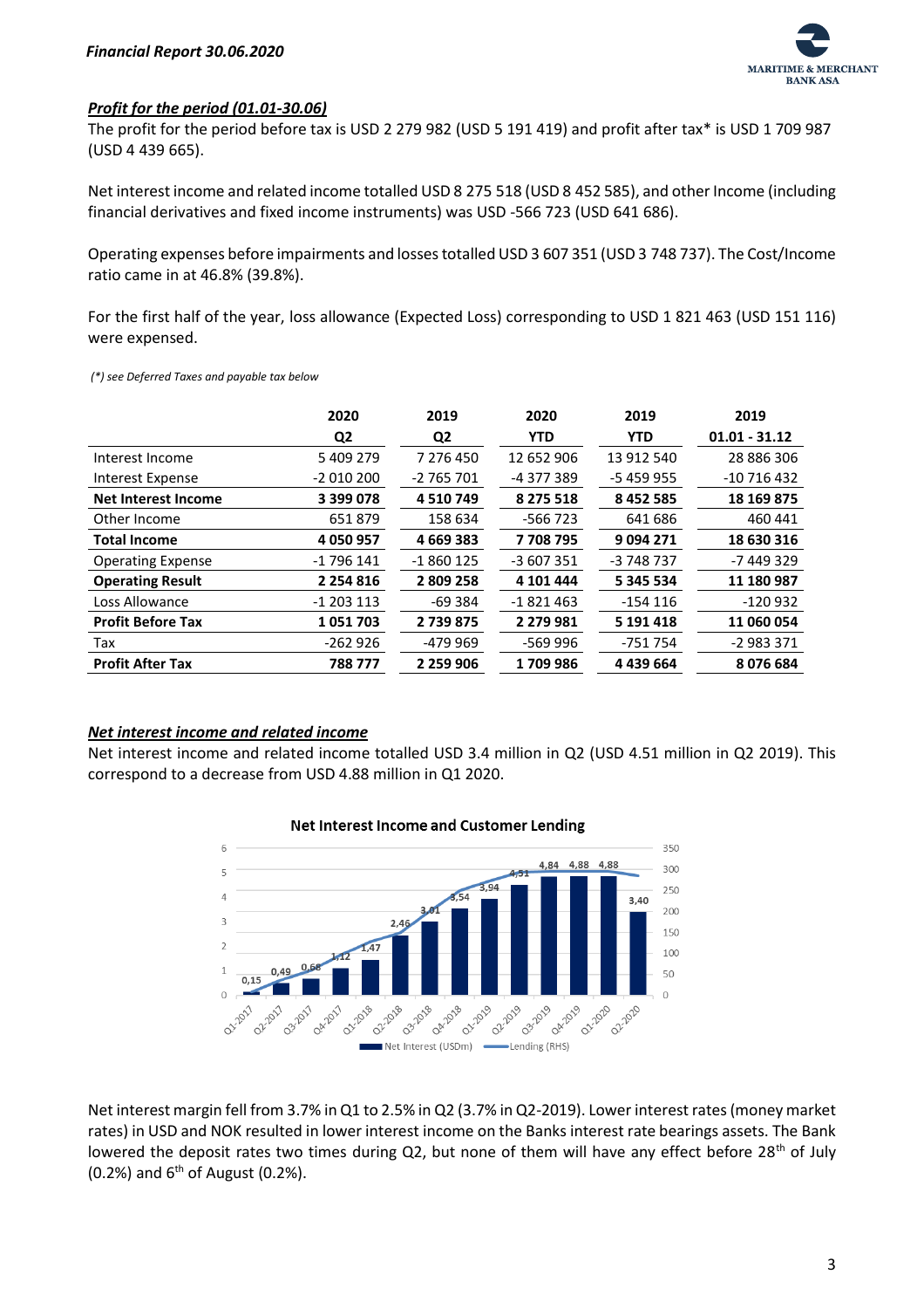### *Profit for the period (01.01-30.06)*

The profit for the period before tax is USD 2 279 982 (USD 5 191 419) and profit after tax* is USD 1 709 987 (USD 4 439 665).

Net interest income and related income totalled USD 8 275 518 (USD 8 452 585), and other Income (including financial derivatives and fixed income instruments) was USD -566 723 (USD 641 686).

Operating expenses before impairments and losses totalled USD 3 607 351 (USD 3 748 737). The Cost/Income ratio came in at 46.8% (39.8%).

For the first half of the year, loss allowance (Expected Loss) corresponding to USD 1 821 463 (USD 151 116) were expensed.

*(\*) see Deferred Taxes and payable tax below*

| | 2020 Q2 | 2019 Q2 | 2020 YTD | 2019 YTD | 2019 01.01 - 31.12 |
|---|---|---|---|---|---|
| Interest Income | 5 409 279 | 7 276 450 | 12 652 906 | 13 912 540 | 28 886 306 |
| Interest Expense | -2 010 200 | -2 765 701 | -4 377 389 | -5 459 955 | -10 716 432 |
| **Net Interest Income** | **3 399 078** | **4 510 749** | **8 275 518** | **8 452 585** | **18 169 875** |
| Other Income | 651 879 | 158 634 | -566 723 | 641 686 | 460 441 |
| **Total Income** | **4 050 957** | **4 669 383** | **7 708 795** | **9 094 271** | **18 630 316** |
| Operating Expense | -1 796 141 | -1 860 125 | -3 607 351 | -3 748 737 | -7 449 329 |
| **Operating Result** | **2 254 816** | **2 809 258** | **4 101 444** | **5 345 534** | **11 180 987** |
| Loss Allowance | -1 203 113 | -69 384 | -1 821 463 | -154 116 | -120 932 |
| **Profit Before Tax** | **1 051 703** | **2 739 875** | **2 279 981** | **5 191 418** | **11 060 054** |
| Tax | -262 926 | -479 969 | -569 996 | -751 754 | -2 983 371 |
| **Profit After Tax** | **788 777** | **2 259 906** | **1 709 986** | **4 439 664** | **8 076 684** |

### *Net interest income and related income*

Net interest income and related income totalled USD 3.4 million in Q2 (USD 4.51 million in Q2 2019). This correspond to a decrease from USD 4.88 million in Q1 2020.

**Net Interest Income and Customer Lending**

Net interest margin fell from 3.7% in Q1 to 2.5% in Q2 (3.7% in Q2-2019). Lower interest rates (money market rates) in USD and NOK resulted in lower interest income on the Banks interest rate bearings assets. The Bank lowered the deposit rates two times during Q2, but none of them will have any effect before 28th of July (0.2%) and 6th of August (0.2%).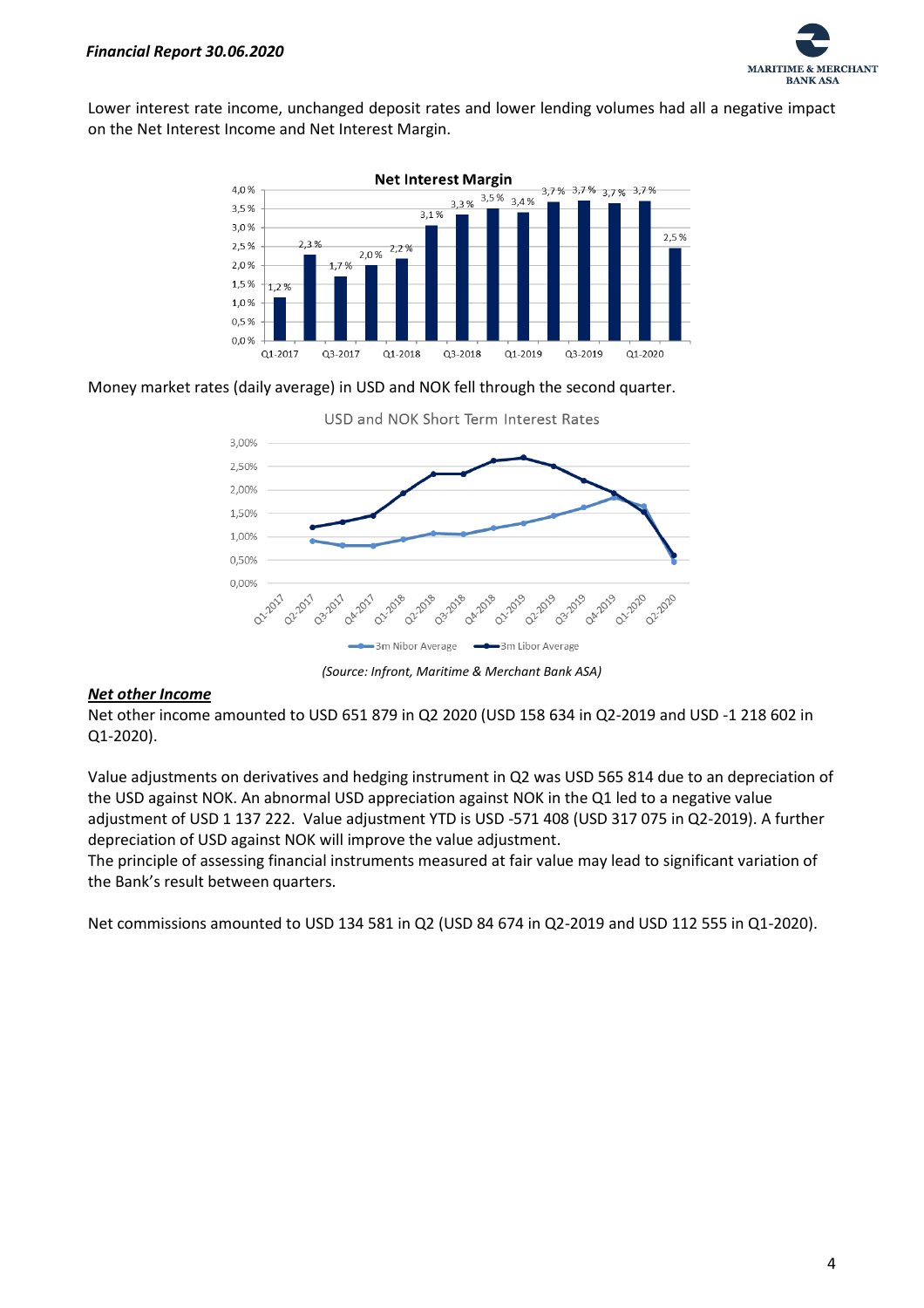Lower interest rate income, unchanged deposit rates and lower lending volumes had all a negative impact on the Net Interest Income and Net Interest Margin.

Money market rates (daily average) in USD and NOK fell through the second quarter.

*(Source: Infront, Maritime & Merchant Bank ASA)*

## ***Net other Income***

Net other income amounted to USD 651 879 in Q2 2020 (USD 158 634 in Q2-2019 and USD -1 218 602 in Q1-2020).

Value adjustments on derivatives and hedging instrument in Q2 was USD 565 814 due to an depreciation of the USD against NOK. An abnormal USD appreciation against NOK in the Q1 led to a negative value adjustment of USD 1 137 222. Value adjustment YTD is USD -571 408 (USD 317 075 in Q2-2019). A further depreciation of USD against NOK will improve the value adjustment.
The principle of assessing financial instruments measured at fair value may lead to significant variation of the Bank's result between quarters.

Net commissions amounted to USD 134 581 in Q2 (USD 84 674 in Q2-2019 and USD 112 555 in Q1-2020).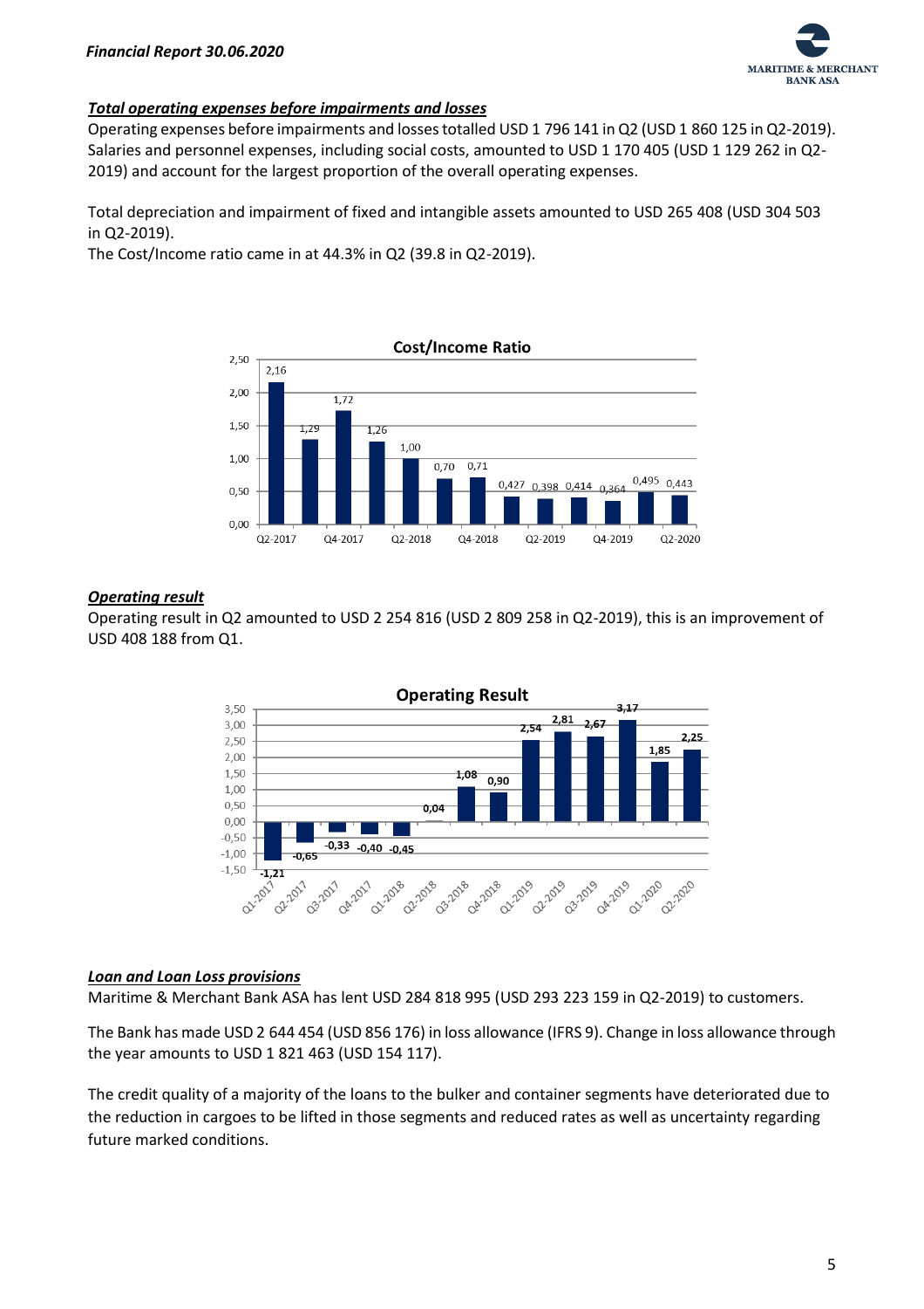### *Total operating expenses before impairments and losses*

Operating expenses before impairments and losses totalled USD 1 796 141 in Q2 (USD 1 860 125 in Q2-2019). Salaries and personnel expenses, including social costs, amounted to USD 1 170 405 (USD 1 129 262 in Q2-2019) and account for the largest proportion of the overall operating expenses.

Total depreciation and impairment of fixed and intangible assets amounted to USD 265 408 (USD 304 503 in Q2-2019).
The Cost/Income ratio came in at 44.3% in Q2 (39.8 in Q2-2019).

**Cost/Income Ratio**

| Quarter | Cost/Income Ratio |
|---|---|
| Q2-2017 | 2,16 |
| Q3-2017 | 1,29 |
| Q4-2017 | 1,72 |
| Q1-2018 | 1,26 |
| Q2-2018 | 1,00 |
| Q3-2018 | 0,70 |
| Q4-2018 | 0,71 |
| Q1-2019 | 0,427 |
| Q2-2019 | 0,398 |
| Q3-2019 | 0,414 |
| Q4-2019 | 0,364 |
| Q1-2020 | 0,495 |
| Q2-2020 | 0,443 |

### *Operating result*

Operating result in Q2 amounted to USD 2 254 816 (USD 2 809 258 in Q2-2019), this is an improvement of USD 408 188 from Q1.

**Operating Result**

| Quarter | Operating Result |
|---|---|
| Q1-2017 | -1,21 |
| Q2-2017 | -0,65 |
| Q3-2017 | -0,33 |
| Q4-2017 | -0,40 |
| Q1-2018 | -0,45 |
| Q2-2018 | 0,04 |
| Q3-2018 | 1,08 |
| Q4-2018 | 0,90 |
| Q1-2019 | 2,54 |
| Q2-2019 | 2,81 |
| Q3-2019 | 2,67 |
| Q4-2019 | 3,17 |
| Q1-2020 | 1,85 |
| Q2-2020 | 2,25 |

### *Loan and Loan Loss provisions*

Maritime & Merchant Bank ASA has lent USD 284 818 995 (USD 293 223 159 in Q2-2019) to customers.

The Bank has made USD 2 644 454 (USD 856 176) in loss allowance (IFRS 9). Change in loss allowance through the year amounts to USD 1 821 463 (USD 154 117).

The credit quality of a majority of the loans to the bulker and container segments have deteriorated due to the reduction in cargoes to be lifted in those segments and reduced rates as well as uncertainty regarding future marked conditions.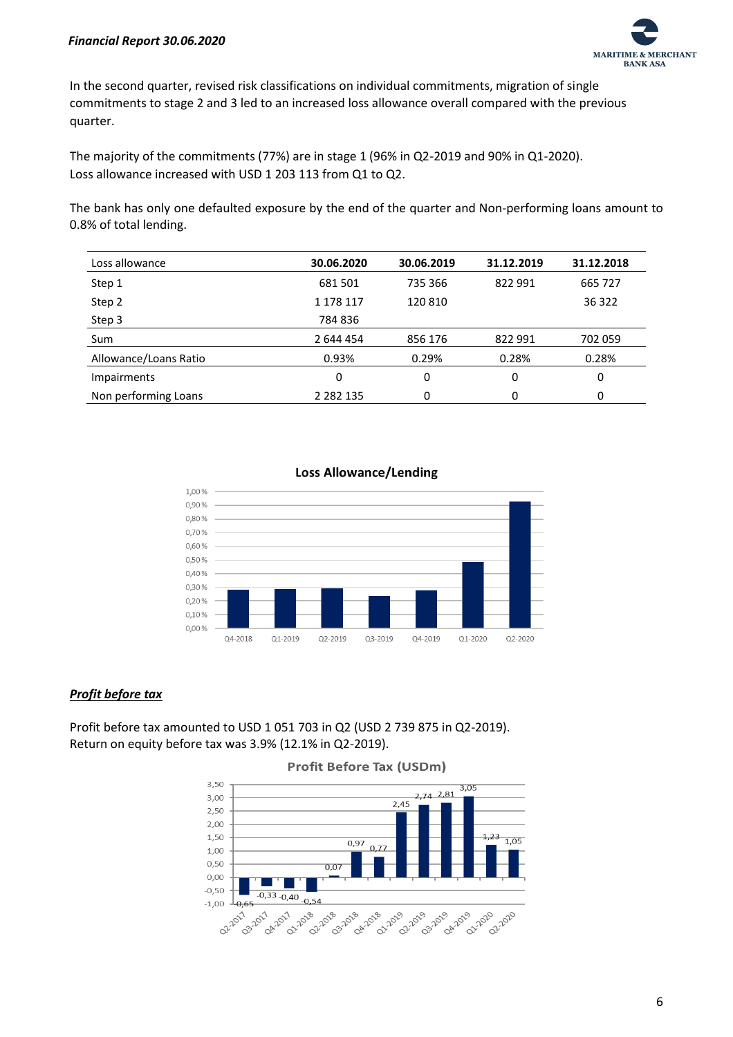In the second quarter, revised risk classifications on individual commitments, migration of single commitments to stage 2 and 3 led to an increased loss allowance overall compared with the previous quarter.

The majority of the commitments (77%) are in stage 1 (96% in Q2-2019 and 90% in Q1-2020).
Loss allowance increased with USD 1 203 113 from Q1 to Q2.

The bank has only one defaulted exposure by the end of the quarter and Non-performing loans amount to 0.8% of total lending.

| Loss allowance | 30.06.2020 | 30.06.2019 | 31.12.2019 | 31.12.2018 |
|---|---|---|---|---|
| Step 1 | 681 501 | 735 366 | 822 991 | 665 727 |
| Step 2 | 1 178 117 | 120 810 | | 36 322 |
| Step 3 | 784 836 | | | |
| Sum | 2 644 454 | 856 176 | 822 991 | 702 059 |
| Allowance/Loans Ratio | 0.93% | 0.29% | 0.28% | 0.28% |
| Impairments | 0 | 0 | 0 | 0 |
| Non performing Loans | 2 282 135 | 0 | 0 | 0 |

**Loss Allowance/Lending**

### *Profit before tax*

Profit before tax amounted to USD 1 051 703 in Q2 (USD 2 739 875 in Q2-2019).
Return on equity before tax was 3.9% (12.1% in Q2-2019).

**Profit Before Tax (USDm)**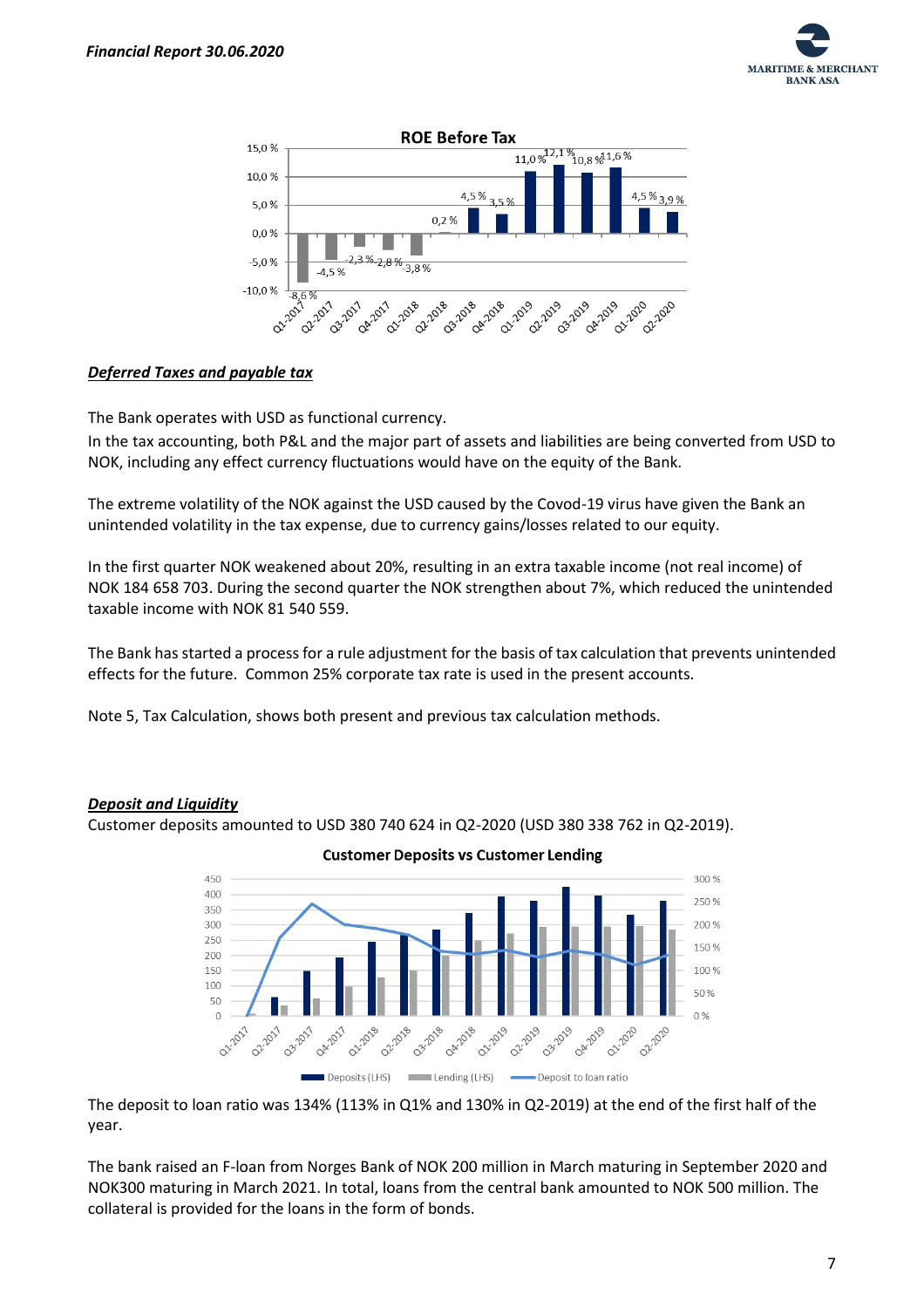**ROE Before Tax**

| Quarter | ROE Before Tax |
|---|---|
| Q1-2017 | -8,6 % |
| Q2-2017 | -4,5 % |
| Q3-2017 | -2,3 % |
| Q4-2017 | -2,8 % |
| Q1-2018 | -3,8 % |
| Q2-2018 | 0,2 % |
| Q3-2018 | 4,5 % |
| Q4-2018 | 3,5 % |
| Q1-2019 | 11,0 % |
| Q2-2019 | 12,1 % |
| Q3-2019 | 10,8 % |
| Q4-2019 | 11,6 % |
| Q1-2020 | 4,5 % |
| Q2-2020 | 3,9 % |

***Deferred Taxes and payable tax***

The Bank operates with USD as functional currency.

In the tax accounting, both P&L and the major part of assets and liabilities are being converted from USD to NOK, including any effect currency fluctuations would have on the equity of the Bank.

The extreme volatility of the NOK against the USD caused by the Covod-19 virus have given the Bank an unintended volatility in the tax expense, due to currency gains/losses related to our equity.

In the first quarter NOK weakened about 20%, resulting in an extra taxable income (not real income) of NOK 184 658 703. During the second quarter the NOK strengthen about 7%, which reduced the unintended taxable income with NOK 81 540 559.

The Bank has started a process for a rule adjustment for the basis of tax calculation that prevents unintended effects for the future. Common 25% corporate tax rate is used in the present accounts.

Note 5, Tax Calculation, shows both present and previous tax calculation methods.

***Deposit and Liquidity***

Customer deposits amounted to USD 380 740 624 in Q2-2020 (USD 380 338 762 in Q2-2019).

**Customer Deposits vs Customer Lending**

Legend: Deposits (LHS), Lending (LHS), Deposit to loan ratio

The deposit to loan ratio was 134% (113% in Q1% and 130% in Q2-2019) at the end of the first half of the year.

The bank raised an F-loan from Norges Bank of NOK 200 million in March maturing in September 2020 and NOK300 maturing in March 2021. In total, loans from the central bank amounted to NOK 500 million. The collateral is provided for the loans in the form of bonds.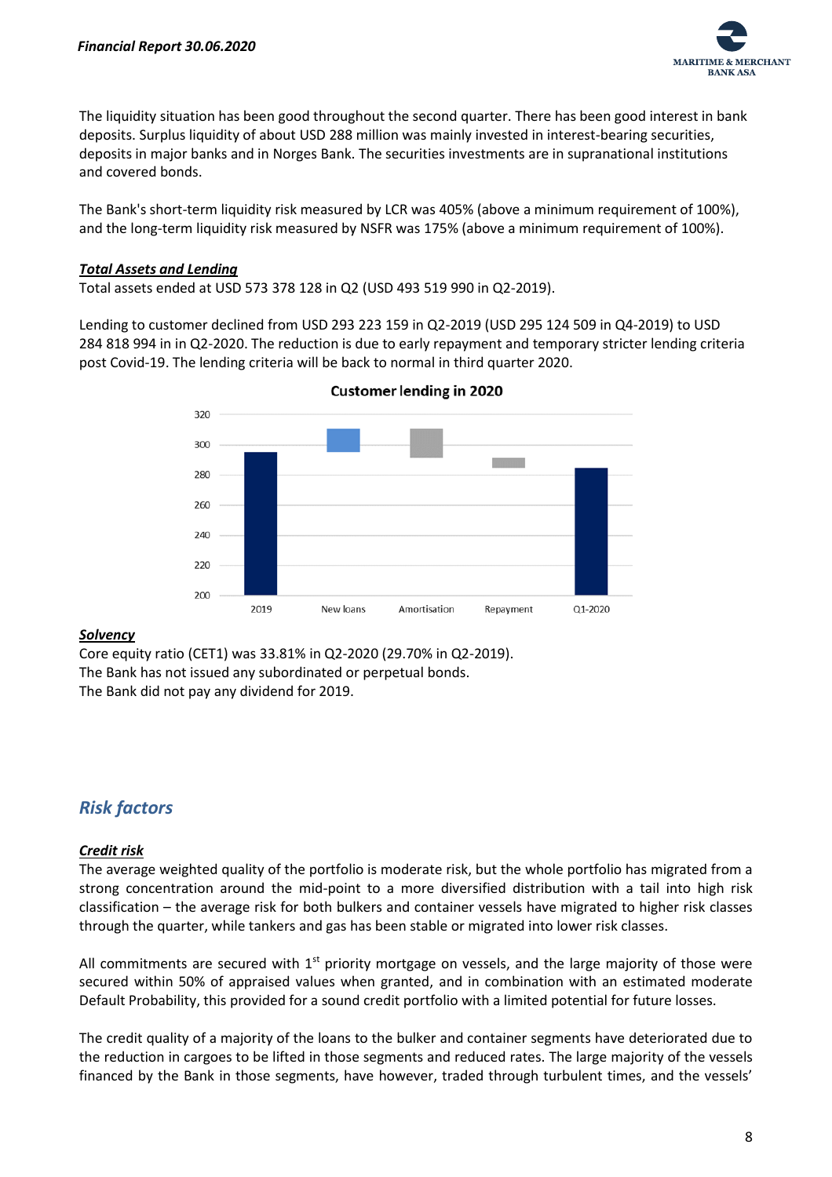The liquidity situation has been good throughout the second quarter. There has been good interest in bank deposits. Surplus liquidity of about USD 288 million was mainly invested in interest-bearing securities, deposits in major banks and in Norges Bank. The securities investments are in supranational institutions and covered bonds.

The Bank's short-term liquidity risk measured by LCR was 405% (above a minimum requirement of 100%), and the long-term liquidity risk measured by NSFR was 175% (above a minimum requirement of 100%).

***Total Assets and Lending***

Total assets ended at USD 573 378 128 in Q2 (USD 493 519 990 in Q2-2019).

Lending to customer declined from USD 293 223 159 in Q2-2019 (USD 295 124 509 in Q4-2019) to USD 284 818 994 in in Q2-2020. The reduction is due to early repayment and temporary stricter lending criteria post Covid-19. The lending criteria will be back to normal in third quarter 2020.

**Customer lending in 2020**

***Solvency***

Core equity ratio (CET1) was 33.81% in Q2-2020 (29.70% in Q2-2019).
The Bank has not issued any subordinated or perpetual bonds.
The Bank did not pay any dividend for 2019.

## Risk factors

***Credit risk***

The average weighted quality of the portfolio is moderate risk, but the whole portfolio has migrated from a strong concentration around the mid-point to a more diversified distribution with a tail into high risk classification – the average risk for both bulkers and container vessels have migrated to higher risk classes through the quarter, while tankers and gas has been stable or migrated into lower risk classes.

All commitments are secured with 1st priority mortgage on vessels, and the large majority of those were secured within 50% of appraised values when granted, and in combination with an estimated moderate Default Probability, this provided for a sound credit portfolio with a limited potential for future losses.

The credit quality of a majority of the loans to the bulker and container segments have deteriorated due to the reduction in cargoes to be lifted in those segments and reduced rates. The large majority of the vessels financed by the Bank in those segments, have however, traded through turbulent times, and the vessels'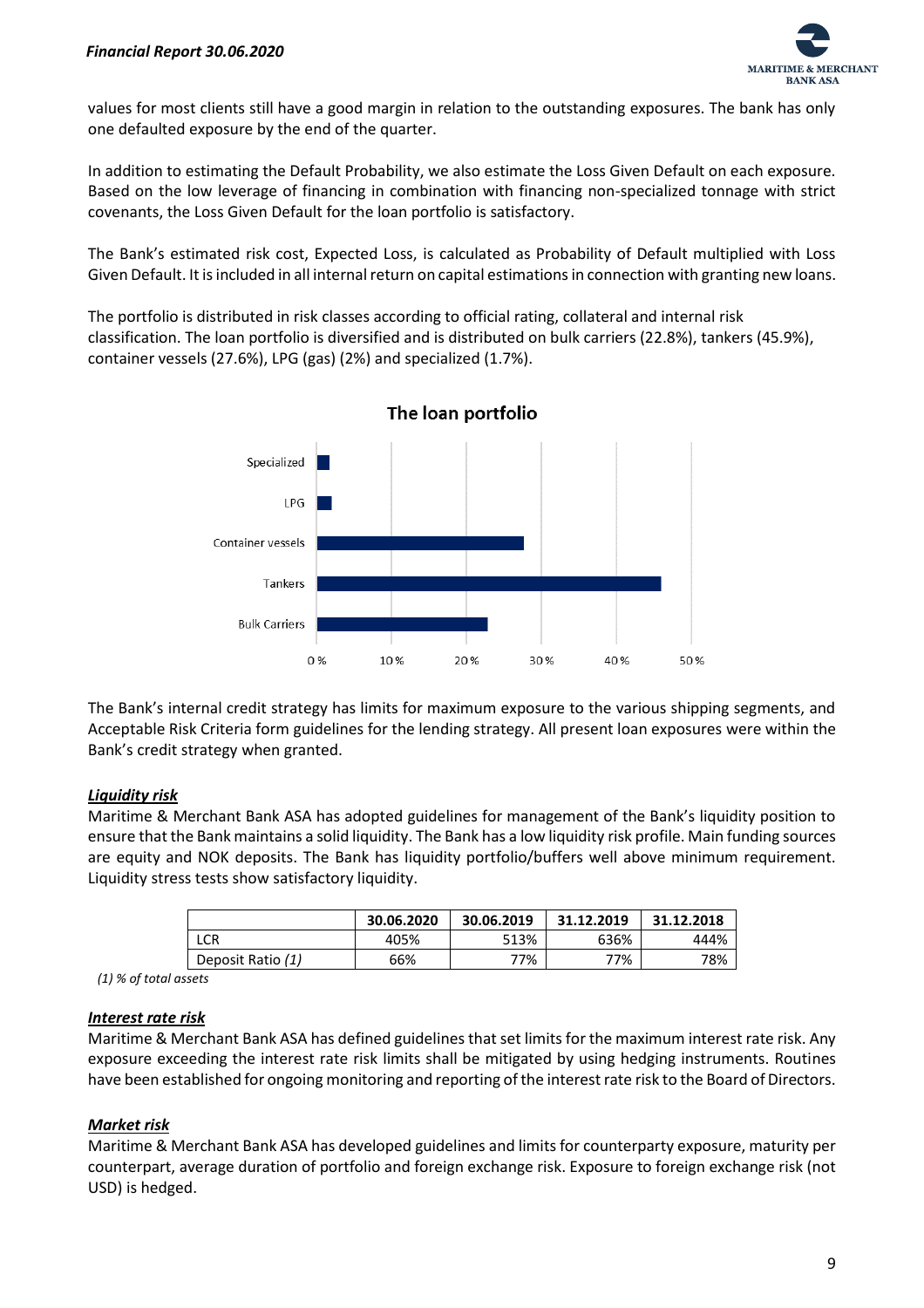values for most clients still have a good margin in relation to the outstanding exposures. The bank has only one defaulted exposure by the end of the quarter.

In addition to estimating the Default Probability, we also estimate the Loss Given Default on each exposure. Based on the low leverage of financing in combination with financing non-specialized tonnage with strict covenants, the Loss Given Default for the loan portfolio is satisfactory.

The Bank's estimated risk cost, Expected Loss, is calculated as Probability of Default multiplied with Loss Given Default. It is included in all internal return on capital estimations in connection with granting new loans.

The portfolio is distributed in risk classes according to official rating, collateral and internal risk classification. The loan portfolio is diversified and is distributed on bulk carriers (22.8%), tankers (45.9%), container vessels (27.6%), LPG (gas) (2%) and specialized (1.7%).

**The loan portfolio**

| Segment | Share |
|---|---|
| Specialized | 1.7% |
| LPG | 2% |
| Container vessels | 27.6% |
| Tankers | 45.9% |
| Bulk Carriers | 22.8% |

The Bank's internal credit strategy has limits for maximum exposure to the various shipping segments, and Acceptable Risk Criteria form guidelines for the lending strategy. All present loan exposures were within the Bank's credit strategy when granted.

***Liquidity risk***

Maritime & Merchant Bank ASA has adopted guidelines for management of the Bank's liquidity position to ensure that the Bank maintains a solid liquidity. The Bank has a low liquidity risk profile. Main funding sources are equity and NOK deposits. The Bank has liquidity portfolio/buffers well above minimum requirement. Liquidity stress tests show satisfactory liquidity.

| | 30.06.2020 | 30.06.2019 | 31.12.2019 | 31.12.2018 |
|---|---|---|---|---|
| LCR | 405% | 513% | 636% | 444% |
| Deposit Ratio *(1)* | 66% | 77% | 77% | 78% |

*(1) % of total assets*

***Interest rate risk***

Maritime & Merchant Bank ASA has defined guidelines that set limits for the maximum interest rate risk. Any exposure exceeding the interest rate risk limits shall be mitigated by using hedging instruments. Routines have been established for ongoing monitoring and reporting of the interest rate risk to the Board of Directors.

***Market risk***

Maritime & Merchant Bank ASA has developed guidelines and limits for counterparty exposure, maturity per counterpart, average duration of portfolio and foreign exchange risk. Exposure to foreign exchange risk (not USD) is hedged.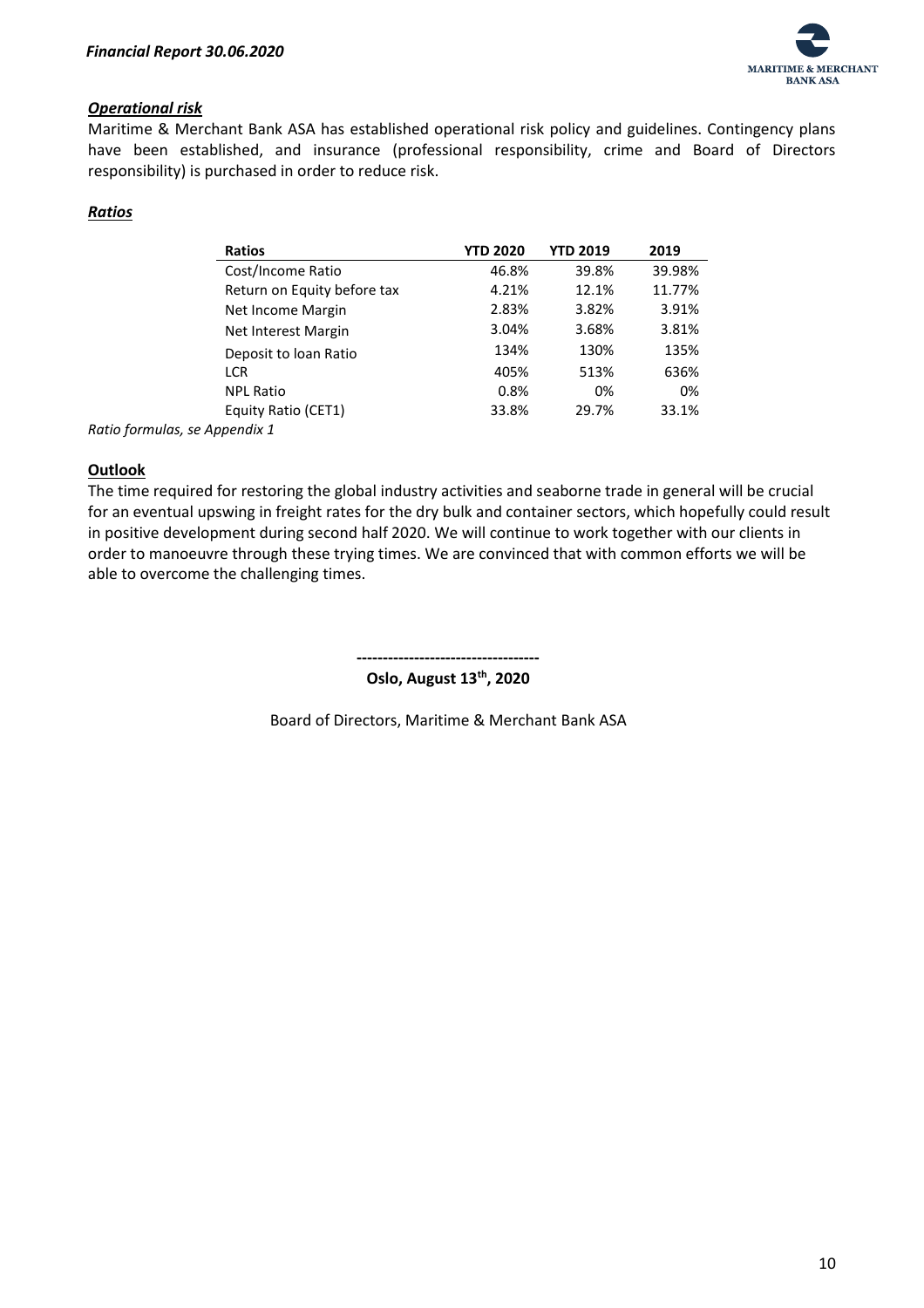### *Operational risk*

Maritime & Merchant Bank ASA has established operational risk policy and guidelines. Contingency plans have been established, and insurance (professional responsibility, crime and Board of Directors responsibility) is purchased in order to reduce risk.

### *Ratios*

| Ratios | YTD 2020 | YTD 2019 | 2019 |
|---|---|---|---|
| Cost/Income Ratio | 46.8% | 39.8% | 39.98% |
| Return on Equity before tax | 4.21% | 12.1% | 11.77% |
| Net Income Margin | 2.83% | 3.82% | 3.91% |
| Net Interest Margin | 3.04% | 3.68% | 3.81% |
| Deposit to loan Ratio | 134% | 130% | 135% |
| LCR | 405% | 513% | 636% |
| NPL Ratio | 0.8% | 0% | 0% |
| Equity Ratio (CET1) | 33.8% | 29.7% | 33.1% |

*Ratio formulas, se Appendix 1*

### Outlook

The time required for restoring the global industry activities and seaborne trade in general will be crucial for an eventual upswing in freight rates for the dry bulk and container sectors, which hopefully could result in positive development during second half 2020. We will continue to work together with our clients in order to manoeuvre through these trying times. We are convinced that with common efforts we will be able to overcome the challenging times.

-----------------------------------

**Oslo, August 13th, 2020**

Board of Directors, Maritime & Merchant Bank ASA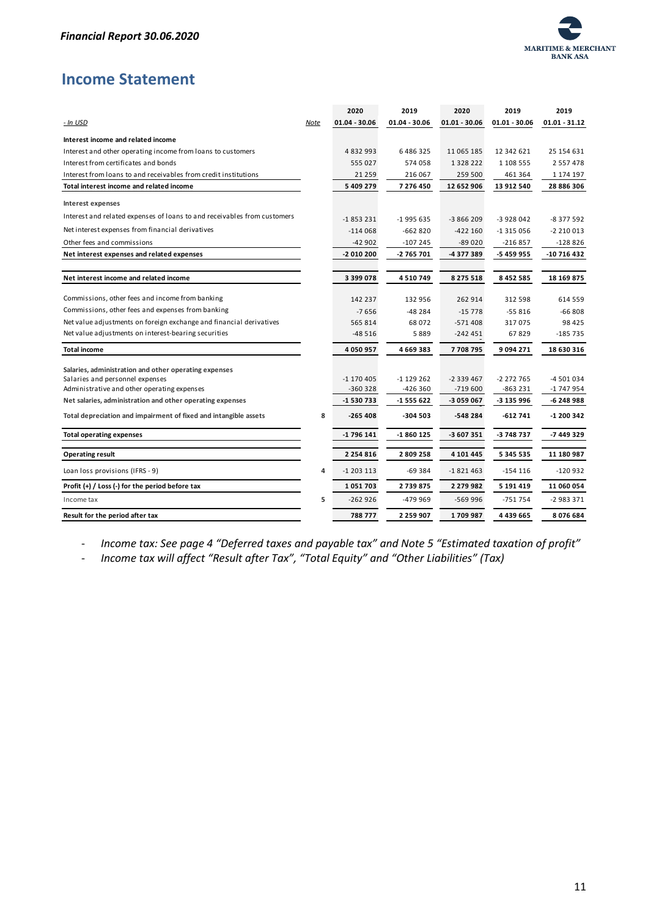# Income Statement

| - In USD | Note | 2020<br>01.04 - 30.06 | 2019<br>01.04 - 30.06 | 2020<br>01.01 - 30.06 | 2019<br>01.01 - 30.06 | 2019<br>01.01 - 31.12 |
|---|---|---|---|---|---|---|
| **Interest income and related income** | | | | | | |
| Interest and other operating income from loans to customers | | 4 832 993 | 6 486 325 | 11 065 185 | 12 342 621 | 25 154 631 |
| Interest from certificates and bonds | | 555 027 | 574 058 | 1 328 222 | 1 108 555 | 2 557 478 |
| Interest from loans to and receivables from credit institutions | | 21 259 | 216 067 | 259 500 | 461 364 | 1 174 197 |
| **Total interest income and related income** | | **5 409 279** | **7 276 450** | **12 652 906** | **13 912 540** | **28 886 306** |
| **Interest expenses** | | | | | | |
| Interest and related expenses of loans to and receivables from customers | | -1 853 231 | -1 995 635 | -3 866 209 | -3 928 042 | -8 377 592 |
| Net interest expenses from financial derivatives | | -114 068 | -662 820 | -422 160 | -1 315 056 | -2 210 013 |
| Other fees and commissions | | -42 902 | -107 245 | -89 020 | -216 857 | -128 826 |
| **Net interest expenses and related expenses** | | **-2 010 200** | **-2 765 701** | **-4 377 389** | **-5 459 955** | **-10 716 432** |
| **Net interest income and related income** | | **3 399 078** | **4 510 749** | **8 275 518** | **8 452 585** | **18 169 875** |
| Commissions, other fees and income from banking | | 142 237 | 132 956 | 262 914 | 312 598 | 614 559 |
| Commissions, other fees and expenses from banking | | -7 656 | -48 284 | -15 778 | -55 816 | -66 808 |
| Net value adjustments on foreign exchange and financial derivatives | | 565 814 | 68 072 | -571 408 | 317 075 | 98 425 |
| Net value adjustments on interest-bearing securities | | -48 516 | 5 889 | -242 451 | 67 829 | -185 735 |
| **Total income** | | **4 050 957** | **4 669 383** | **7 708 795** | **9 094 271** | **18 630 316** |
| **Salaries, administration and other operating expenses** | | | | | | |
| Salaries and personnel expenses | | -1 170 405 | -1 129 262 | -2 339 467 | -2 272 765 | -4 501 034 |
| Administrative and other operating expenses | | -360 328 | -426 360 | -719 600 | -863 231 | -1 747 954 |
| **Net salaries, administration and other operating expenses** | | **-1 530 733** | **-1 555 622** | **-3 059 067** | **-3 135 996** | **-6 248 988** |
| **Total depreciation and impairment of fixed and intangible assets** | 8 | **-265 408** | **-304 503** | **-548 284** | **-612 741** | **-1 200 342** |
| **Total operating expenses** | | **-1 796 141** | **-1 860 125** | **-3 607 351** | **-3 748 737** | **-7 449 329** |
| **Operating result** | | **2 254 816** | **2 809 258** | **4 101 445** | **5 345 535** | **11 180 987** |
| Loan loss provisions (IFRS - 9) | 4 | -1 203 113 | -69 384 | -1 821 463 | -154 116 | -120 932 |
| **Profit (+) / Loss (-) for the period before tax** | | **1 051 703** | **2 739 875** | **2 279 982** | **5 191 419** | **11 060 054** |
| Income tax | 5 | -262 926 | -479 969 | -569 996 | -751 754 | -2 983 371 |
| **Result for the period after tax** | | **788 777** | **2 259 907** | **1 709 987** | **4 439 665** | **8 076 684** |

- *Income tax: See page 4 "Deferred taxes and payable tax" and Note 5 "Estimated taxation of profit"*
- *Income tax will affect "Result after Tax", "Total Equity" and "Other Liabilities" (Tax)*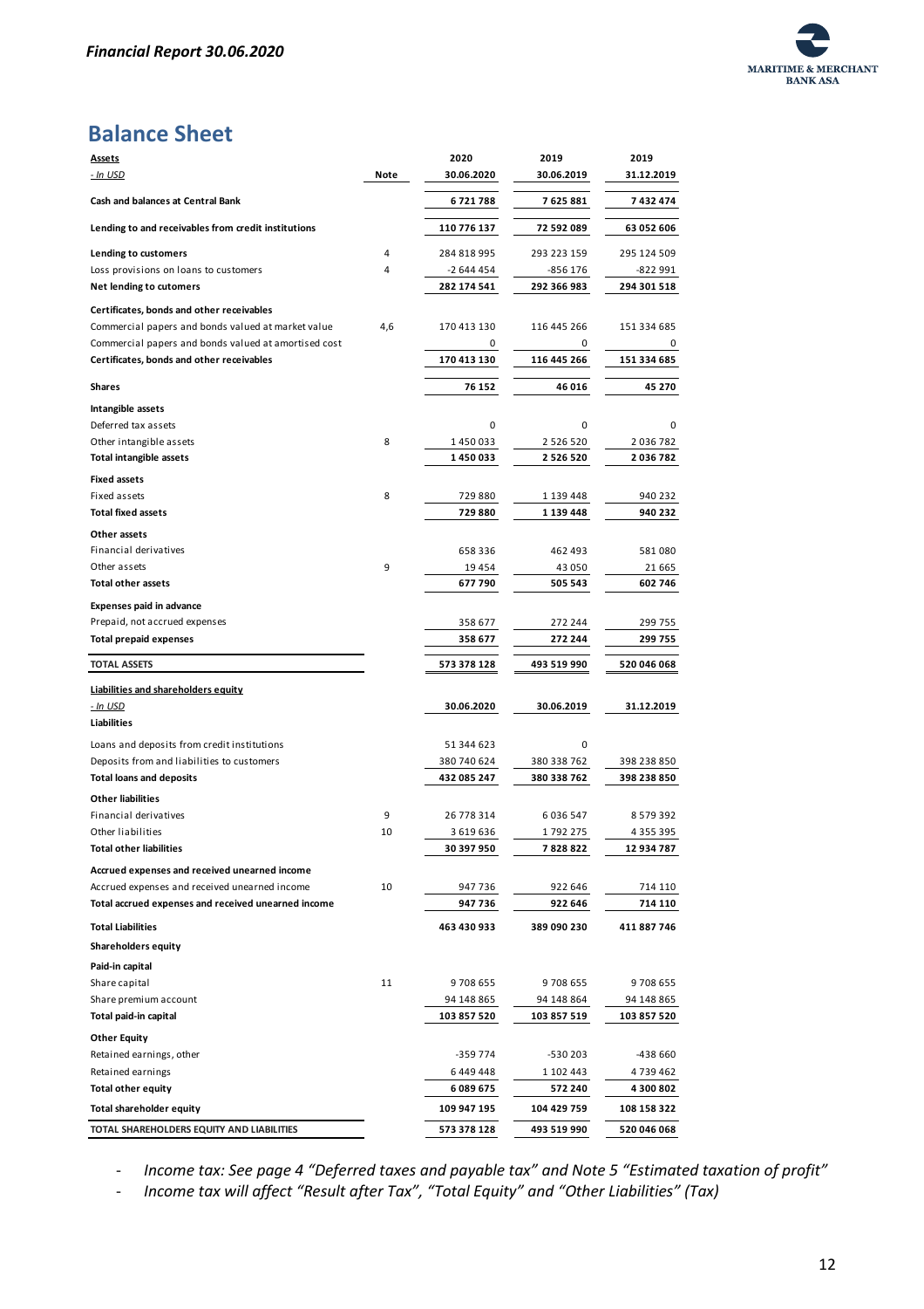## Balance Sheet

| **Assets** | | **2020** | **2019** | **2019** |
|---|---|---|---|---|
| *- In USD* | **Note** | **30.06.2020** | **30.06.2019** | **31.12.2019** |
| **Cash and balances at Central Bank** | | **6 721 788** | **7 625 881** | **7 432 474** |
| **Lending to and receivables from credit institutions** | | **110 776 137** | **72 592 089** | **63 052 606** |
| **Lending to customers** | 4 | 284 818 995 | 293 223 159 | 295 124 509 |
| Loss provisions on loans to customers | 4 | -2 644 454 | -856 176 | -822 991 |
| **Net lending to cutomers** | | **282 174 541** | **292 366 983** | **294 301 518** |
| **Certificates, bonds and other receivables** | | | | |
| Commercial papers and bonds valued at market value | 4,6 | 170 413 130 | 116 445 266 | 151 334 685 |
| Commercial papers and bonds valued at amortised cost | | 0 | 0 | 0 |
| **Certificates, bonds and other receivables** | | **170 413 130** | **116 445 266** | **151 334 685** |
| **Shares** | | **76 152** | **46 016** | **45 270** |
| **Intangible assets** | | | | |
| Deferred tax assets | | 0 | 0 | 0 |
| Other intangible assets | 8 | 1 450 033 | 2 526 520 | 2 036 782 |
| **Total intangible assets** | | **1 450 033** | **2 526 520** | **2 036 782** |
| **Fixed assets** | | | | |
| Fixed assets | 8 | 729 880 | 1 139 448 | 940 232 |
| **Total fixed assets** | | **729 880** | **1 139 448** | **940 232** |
| **Other assets** | | | | |
| Financial derivatives | | 658 336 | 462 493 | 581 080 |
| Other assets | 9 | 19 454 | 43 050 | 21 665 |
| **Total other assets** | | **677 790** | **505 543** | **602 746** |
| **Expenses paid in advance** | | | | |
| Prepaid, not accrued expenses | | 358 677 | 272 244 | 299 755 |
| **Total prepaid expenses** | | **358 677** | **272 244** | **299 755** |
| **TOTAL ASSETS** | | **573 378 128** | **493 519 990** | **520 046 068** |

| **Liabilities and shareholders equity** | | | | |
|---|---|---|---|---|
| *- In USD* | | **30.06.2020** | **30.06.2019** | **31.12.2019** |
| **Liabilities** | | | | |
| Loans and deposits from credit institutions | | 51 344 623 | 0 | |
| Deposits from and liabilities to customers | | 380 740 624 | 380 338 762 | 398 238 850 |
| **Total loans and deposits** | | **432 085 247** | **380 338 762** | **398 238 850** |
| **Other liabilities** | | | | |
| Financial derivatives | 9 | 26 778 314 | 6 036 547 | 8 579 392 |
| Other liabilities | 10 | 3 619 636 | 1 792 275 | 4 355 395 |
| **Total other liabilities** | | **30 397 950** | **7 828 822** | **12 934 787** |
| **Accrued expenses and received unearned income** | | | | |
| Accrued expenses and received unearned income | 10 | 947 736 | 922 646 | 714 110 |
| **Total accrued expenses and received unearned income** | | **947 736** | **922 646** | **714 110** |
| **Total Liabilities** | | **463 430 933** | **389 090 230** | **411 887 746** |
| **Shareholders equity** | | | | |
| **Paid-in capital** | | | | |
| Share capital | 11 | 9 708 655 | 9 708 655 | 9 708 655 |
| Share premium account | | 94 148 865 | 94 148 864 | 94 148 865 |
| **Total paid-in capital** | | **103 857 520** | **103 857 519** | **103 857 520** |
| **Other Equity** | | | | |
| Retained earnings, other | | -359 774 | -530 203 | -438 660 |
| Retained earnings | | 6 449 448 | 1 102 443 | 4 739 462 |
| **Total other equity** | | **6 089 675** | **572 240** | **4 300 802** |
| **Total shareholder equity** | | **109 947 195** | **104 429 759** | **108 158 322** |
| **TOTAL SHAREHOLDERS EQUITY AND LIABILITIES** | | **573 378 128** | **493 519 990** | **520 046 068** |

- *Income tax: See page 4 "Deferred taxes and payable tax" and Note 5 "Estimated taxation of profit"*
- *Income tax will affect "Result after Tax", "Total Equity" and "Other Liabilities" (Tax)*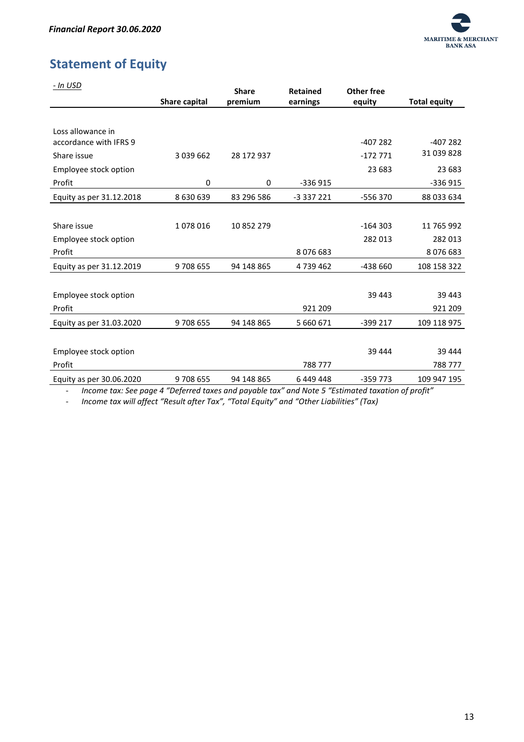## Statement of Equity

| *- In USD* | Share capital | Share premium | Retained earnings | Other free equity | Total equity |
|---|---|---|---|---|---|
| | | | | | |
| Loss allowance in accordance with IFRS 9 | | | | -407 282 | -407 282 |
| Share issue | 3 039 662 | 28 172 937 | | -172 771 | 31 039 828 |
| Employee stock option | | | | 23 683 | 23 683 |
| Profit | 0 | 0 | -336 915 | | -336 915 |
| Equity as per 31.12.2018 | 8 630 639 | 83 296 586 | -3 337 221 | -556 370 | 88 033 634 |
| | | | | | |
| Share issue | 1 078 016 | 10 852 279 | | -164 303 | 11 765 992 |
| Employee stock option | | | | 282 013 | 282 013 |
| Profit | | | 8 076 683 | | 8 076 683 |
| Equity as per 31.12.2019 | 9 708 655 | 94 148 865 | 4 739 462 | -438 660 | 108 158 322 |
| | | | | | |
| Employee stock option | | | | 39 443 | 39 443 |
| Profit | | | 921 209 | | 921 209 |
| Equity as per 31.03.2020 | 9 708 655 | 94 148 865 | 5 660 671 | -399 217 | 109 118 975 |
| | | | | | |
| Employee stock option | | | | 39 444 | 39 444 |
| Profit | | | 788 777 | | 788 777 |
| Equity as per 30.06.2020 | 9 708 655 | 94 148 865 | 6 449 448 | -359 773 | 109 947 195 |

- *Income tax: See page 4 "Deferred taxes and payable tax" and Note 5 "Estimated taxation of profit"*
- *Income tax will affect "Result after Tax", "Total Equity" and "Other Liabilities" (Tax)*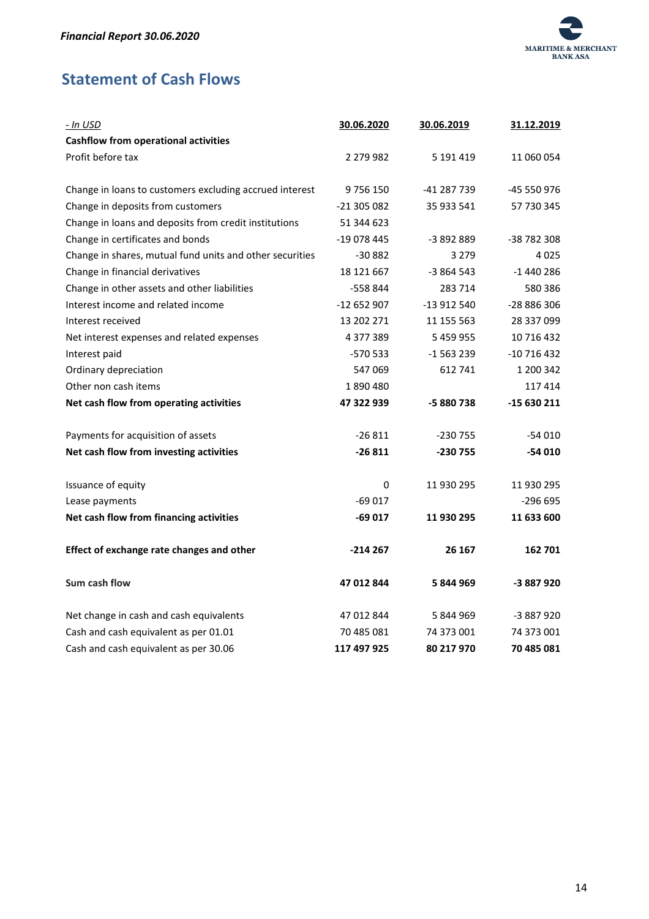## Statement of Cash Flows

| - In USD | 30.06.2020 | 30.06.2019 | 31.12.2019 |
|---|---|---|---|
| **Cashflow from operational activities** | | | |
| Profit before tax | 2 279 982 | 5 191 419 | 11 060 054 |
| | | | |
| Change in loans to customers excluding accrued interest | 9 756 150 | -41 287 739 | -45 550 976 |
| Change in deposits from customers | -21 305 082 | 35 933 541 | 57 730 345 |
| Change in loans and deposits from credit institutions | 51 344 623 | | |
| Change in certificates and bonds | -19 078 445 | -3 892 889 | -38 782 308 |
| Change in shares, mutual fund units and other securities | -30 882 | 3 279 | 4 025 |
| Change in financial derivatives | 18 121 667 | -3 864 543 | -1 440 286 |
| Change in other assets and other liabilities | -558 844 | 283 714 | 580 386 |
| Interest income and related income | -12 652 907 | -13 912 540 | -28 886 306 |
| Interest received | 13 202 271 | 11 155 563 | 28 337 099 |
| Net interest expenses and related expenses | 4 377 389 | 5 459 955 | 10 716 432 |
| Interest paid | -570 533 | -1 563 239 | -10 716 432 |
| Ordinary depreciation | 547 069 | 612 741 | 1 200 342 |
| Other non cash items | 1 890 480 | | 117 414 |
| **Net cash flow from operating activities** | **47 322 939** | **-5 880 738** | **-15 630 211** |
| | | | |
| Payments for acquisition of assets | -26 811 | -230 755 | -54 010 |
| **Net cash flow from investing activities** | **-26 811** | **-230 755** | **-54 010** |
| | | | |
| Issuance of equity | 0 | 11 930 295 | 11 930 295 |
| Lease payments | -69 017 | | -296 695 |
| **Net cash flow from financing activities** | **-69 017** | **11 930 295** | **11 633 600** |
| | | | |
| **Effect of exchange rate changes and other** | **-214 267** | **26 167** | **162 701** |
| | | | |
| **Sum cash flow** | **47 012 844** | **5 844 969** | **-3 887 920** |
| | | | |
| Net change in cash and cash equivalents | 47 012 844 | 5 844 969 | -3 887 920 |
| Cash and cash equivalent as per 01.01 | 70 485 081 | 74 373 001 | 74 373 001 |
| Cash and cash equivalent as per 30.06 | **117 497 925** | **80 217 970** | **70 485 081** |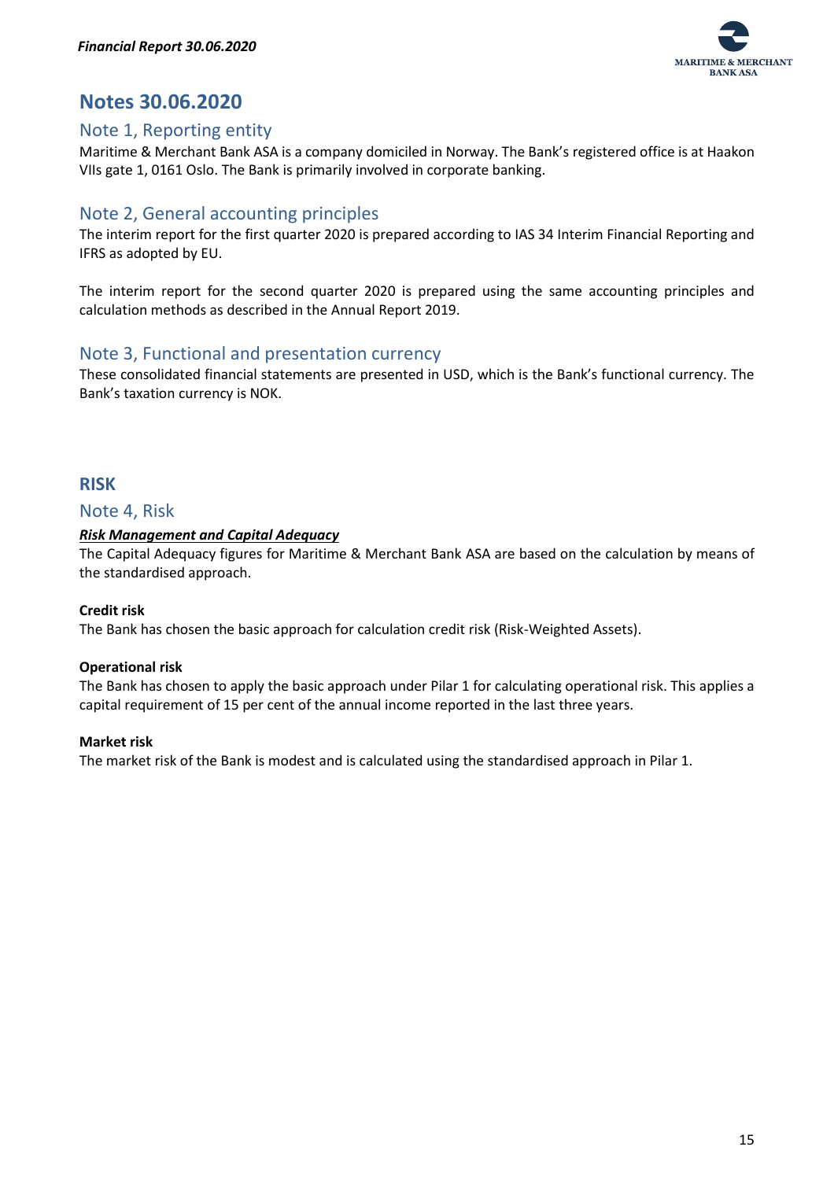# Notes 30.06.2020

## Note 1, Reporting entity

Maritime & Merchant Bank ASA is a company domiciled in Norway. The Bank's registered office is at Haakon VIIs gate 1, 0161 Oslo. The Bank is primarily involved in corporate banking.

## Note 2, General accounting principles

The interim report for the first quarter 2020 is prepared according to IAS 34 Interim Financial Reporting and IFRS as adopted by EU.

The interim report for the second quarter 2020 is prepared using the same accounting principles and calculation methods as described in the Annual Report 2019.

## Note 3, Functional and presentation currency

These consolidated financial statements are presented in USD, which is the Bank's functional currency. The Bank's taxation currency is NOK.

# RISK

## Note 4, Risk

***Risk Management and Capital Adequacy***

The Capital Adequacy figures for Maritime & Merchant Bank ASA are based on the calculation by means of the standardised approach.

**Credit risk**

The Bank has chosen the basic approach for calculation credit risk (Risk-Weighted Assets).

**Operational risk**

The Bank has chosen to apply the basic approach under Pilar 1 for calculating operational risk. This applies a capital requirement of 15 per cent of the annual income reported in the last three years.

**Market risk**

The market risk of the Bank is modest and is calculated using the standardised approach in Pilar 1.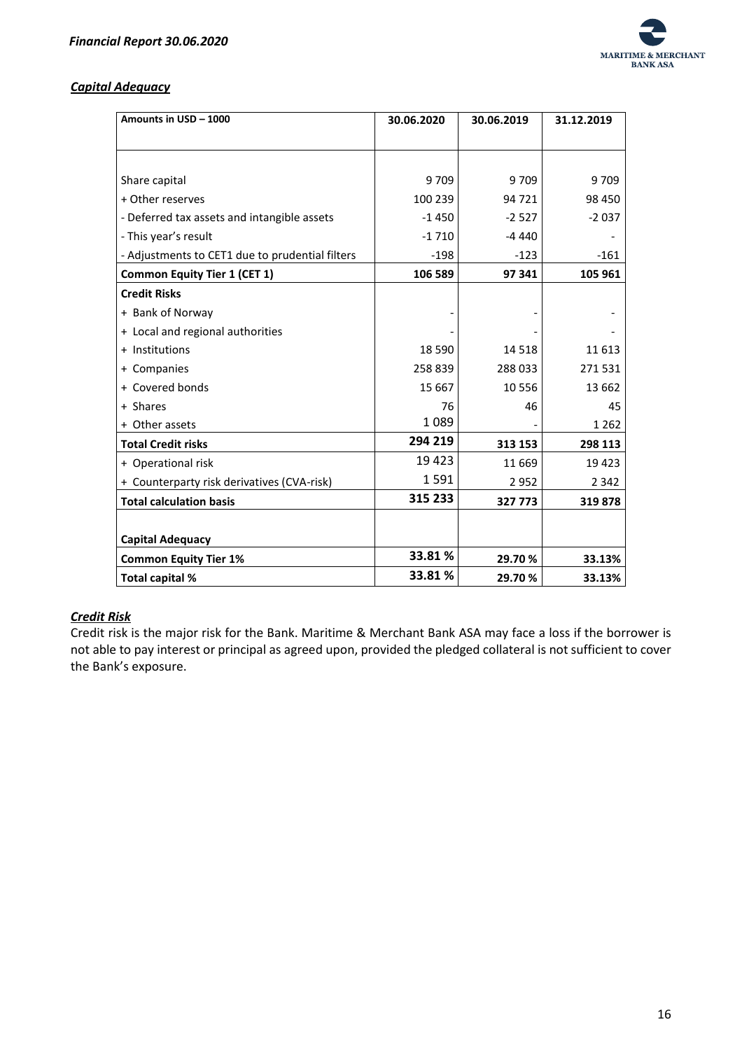***Capital Adequacy***

| Amounts in USD – 1000 | 30.06.2020 | 30.06.2019 | 31.12.2019 |
|---|---|---|---|
| | | | |
| Share capital | 9 709 | 9 709 | 9 709 |
| + Other reserves | 100 239 | 94 721 | 98 450 |
| - Deferred tax assets and intangible assets | -1 450 | -2 527 | -2 037 |
| - This year's result | -1 710 | -4 440 | - |
| - Adjustments to CET1 due to prudential filters | -198 | -123 | -161 |
| **Common Equity Tier 1 (CET 1)** | **106 589** | **97 341** | **105 961** |
| **Credit Risks** | | | |
| + Bank of Norway | - | - | - |
| + Local and regional authorities | - | - | - |
| + Institutions | 18 590 | 14 518 | 11 613 |
| + Companies | 258 839 | 288 033 | 271 531 |
| + Covered bonds | 15 667 | 10 556 | 13 662 |
| + Shares | 76 | 46 | 45 |
| + Other assets | 1 089 | - | 1 262 |
| **Total Credit risks** | **294 219** | **313 153** | **298 113** |
| + Operational risk | 19 423 | 11 669 | 19 423 |
| + Counterparty risk derivatives (CVA-risk) | 1 591 | 2 952 | 2 342 |
| **Total calculation basis** | **315 233** | **327 773** | **319 878** |
| | | | |
| **Capital Adequacy** | | | |
| **Common Equity Tier 1%** | **33.81 %** | **29.70 %** | **33.13%** |
| **Total capital %** | **33.81 %** | **29.70 %** | **33.13%** |

***Credit Risk***

Credit risk is the major risk for the Bank. Maritime & Merchant Bank ASA may face a loss if the borrower is not able to pay interest or principal as agreed upon, provided the pledged collateral is not sufficient to cover the Bank's exposure.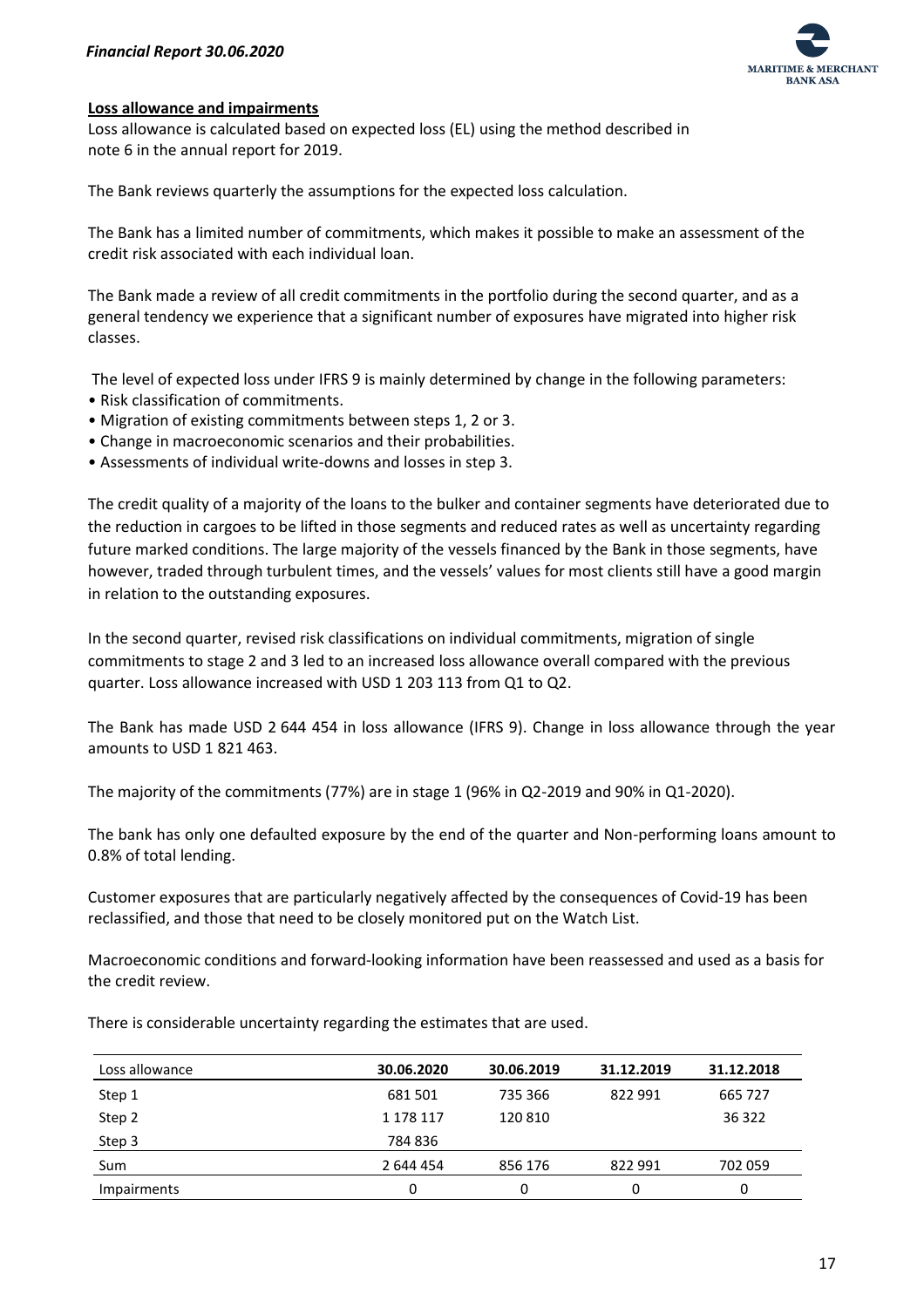**Loss allowance and impairments**

Loss allowance is calculated based on expected loss (EL) using the method described in note 6 in the annual report for 2019.

The Bank reviews quarterly the assumptions for the expected loss calculation.

The Bank has a limited number of commitments, which makes it possible to make an assessment of the credit risk associated with each individual loan.

The Bank made a review of all credit commitments in the portfolio during the second quarter, and as a general tendency we experience that a significant number of exposures have migrated into higher risk classes.

The level of expected loss under IFRS 9 is mainly determined by change in the following parameters:

- Risk classification of commitments.
- Migration of existing commitments between steps 1, 2 or 3.
- Change in macroeconomic scenarios and their probabilities.
- Assessments of individual write-downs and losses in step 3.

The credit quality of a majority of the loans to the bulker and container segments have deteriorated due to the reduction in cargoes to be lifted in those segments and reduced rates as well as uncertainty regarding future marked conditions. The large majority of the vessels financed by the Bank in those segments, have however, traded through turbulent times, and the vessels' values for most clients still have a good margin in relation to the outstanding exposures.

In the second quarter, revised risk classifications on individual commitments, migration of single commitments to stage 2 and 3 led to an increased loss allowance overall compared with the previous quarter. Loss allowance increased with USD 1 203 113 from Q1 to Q2.

The Bank has made USD 2 644 454 in loss allowance (IFRS 9). Change in loss allowance through the year amounts to USD 1 821 463.

The majority of the commitments (77%) are in stage 1 (96% in Q2-2019 and 90% in Q1-2020).

The bank has only one defaulted exposure by the end of the quarter and Non-performing loans amount to 0.8% of total lending.

Customer exposures that are particularly negatively affected by the consequences of Covid-19 has been reclassified, and those that need to be closely monitored put on the Watch List.

Macroeconomic conditions and forward-looking information have been reassessed and used as a basis for the credit review.

There is considerable uncertainty regarding the estimates that are used.

| Loss allowance | 30.06.2020 | 30.06.2019 | 31.12.2019 | 31.12.2018 |
|---|---|---|---|---|
| Step 1 | 681 501 | 735 366 | 822 991 | 665 727 |
| Step 2 | 1 178 117 | 120 810 | | 36 322 |
| Step 3 | 784 836 | | | |
| Sum | 2 644 454 | 856 176 | 822 991 | 702 059 |
| Impairments | 0 | 0 | 0 | 0 |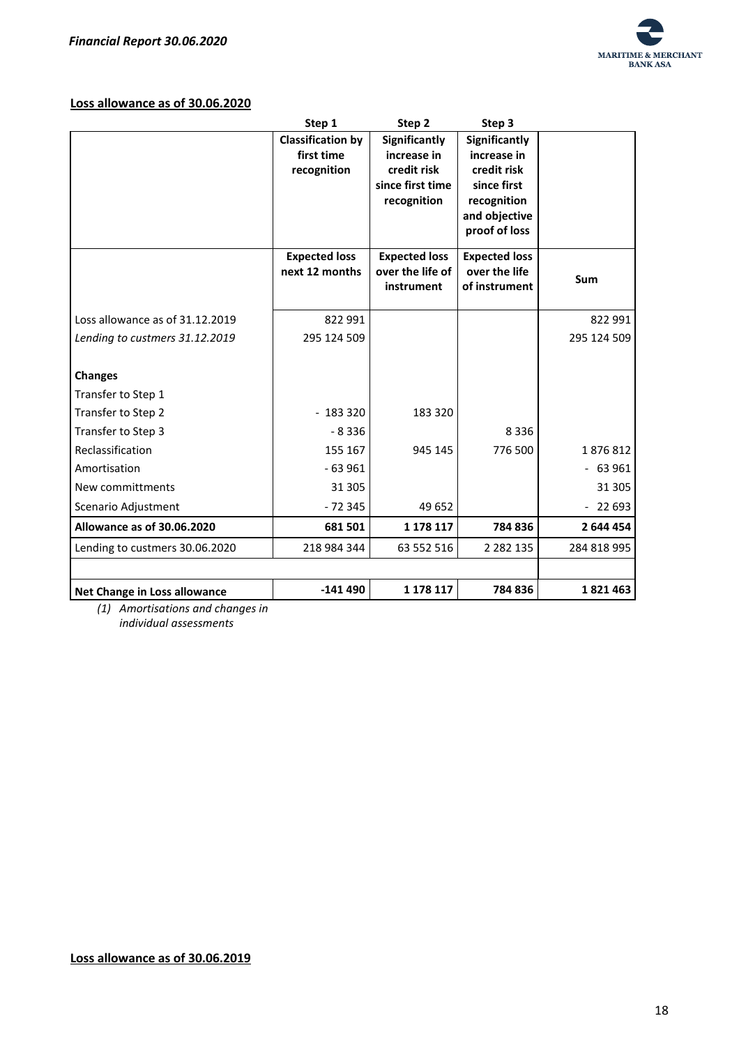## Loss allowance as of 30.06.2020

| | Step 1 | Step 2 | Step 3 | |
|---|---|---|---|---|
| | **Classification by first time recognition** | **Significantly increase in credit risk since first time recognition** | **Significantly increase in credit risk since first recognition and objective proof of loss** | |
| | **Expected loss next 12 months** | **Expected loss over the life of instrument** | **Expected loss over the life of instrument** | **Sum** |
| Loss allowance as of 31.12.2019 | 822 991 | | | 822 991 |
| *Lending to custmers 31.12.2019* | 295 124 509 | | | 295 124 509 |
| **Changes** | | | | |
| Transfer to Step 1 | | | | |
| Transfer to Step 2 | - 183 320 | 183 320 | | |
| Transfer to Step 3 | - 8 336 | | 8 336 | |
| Reclassification | 155 167 | 945 145 | 776 500 | 1 876 812 |
| Amortisation | - 63 961 | | | - 63 961 |
| New committments | 31 305 | | | 31 305 |
| Scenario Adjustment | - 72 345 | 49 652 | | - 22 693 |
| **Allowance as of 30.06.2020** | **681 501** | **1 178 117** | **784 836** | **2 644 454** |
| Lending to custmers 30.06.2020 | 218 984 344 | 63 552 516 | 2 282 135 | 284 818 995 |
| **Net Change in Loss allowance** | **-141 490** | **1 178 117** | **784 836** | **1 821 463** |

*(1) Amortisations and changes in individual assessments*

## Loss allowance as of 30.06.2019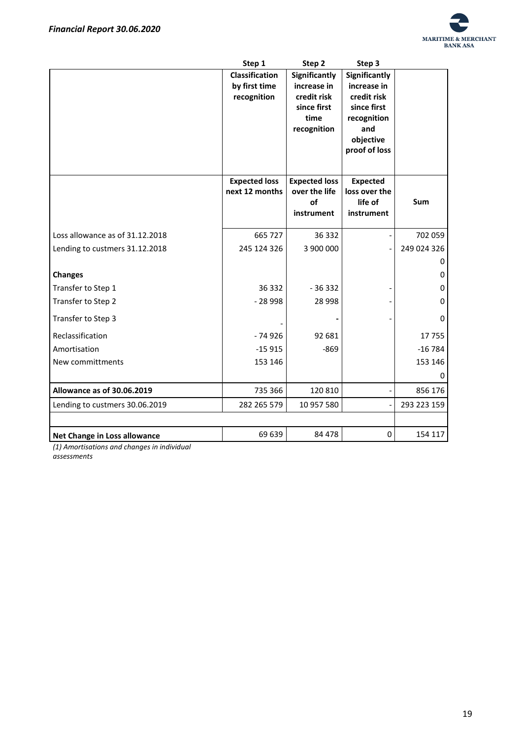| | Step 1 | Step 2 | Step 3 | |
|---|---|---|---|---|
| | **Classification by first time recognition** | **Significantly increase in credit risk since first time recognition** | **Significantly increase in credit risk since first time recognition and objective proof of loss** | |
| | **Expected loss next 12 months** | **Expected loss over the life of instrument** | **Expected loss over the life of instrument** | **Sum** |
| Loss allowance as of 31.12.2018 | 665 727 | 36 332 | - | 702 059 |
| Lending to custmers 31.12.2018 | 245 124 326 | 3 900 000 | - | 249 024 326 |
| | | | | 0 |
| **Changes** | | | | 0 |
| Transfer to Step 1 | 36 332 | - 36 332 | - | 0 |
| Transfer to Step 2 | - 28 998 | 28 998 | - | 0 |
| Transfer to Step 3 | - | - | - | 0 |
| Reclassification | - 74 926 | 92 681 | | 17 755 |
| Amortisation | -15 915 | -869 | | -16 784 |
| New committments | 153 146 | | | 153 146 |
| | | | | 0 |
| **Allowance as of 30.06.2019** | 735 366 | 120 810 | - | 856 176 |
| Lending to custmers 30.06.2019 | 282 265 579 | 10 957 580 | - | 293 223 159 |
| | | | | |
| **Net Change in Loss allowance** | 69 639 | 84 478 | 0 | 154 117 |

*(1) Amortisations and changes in individual assessments*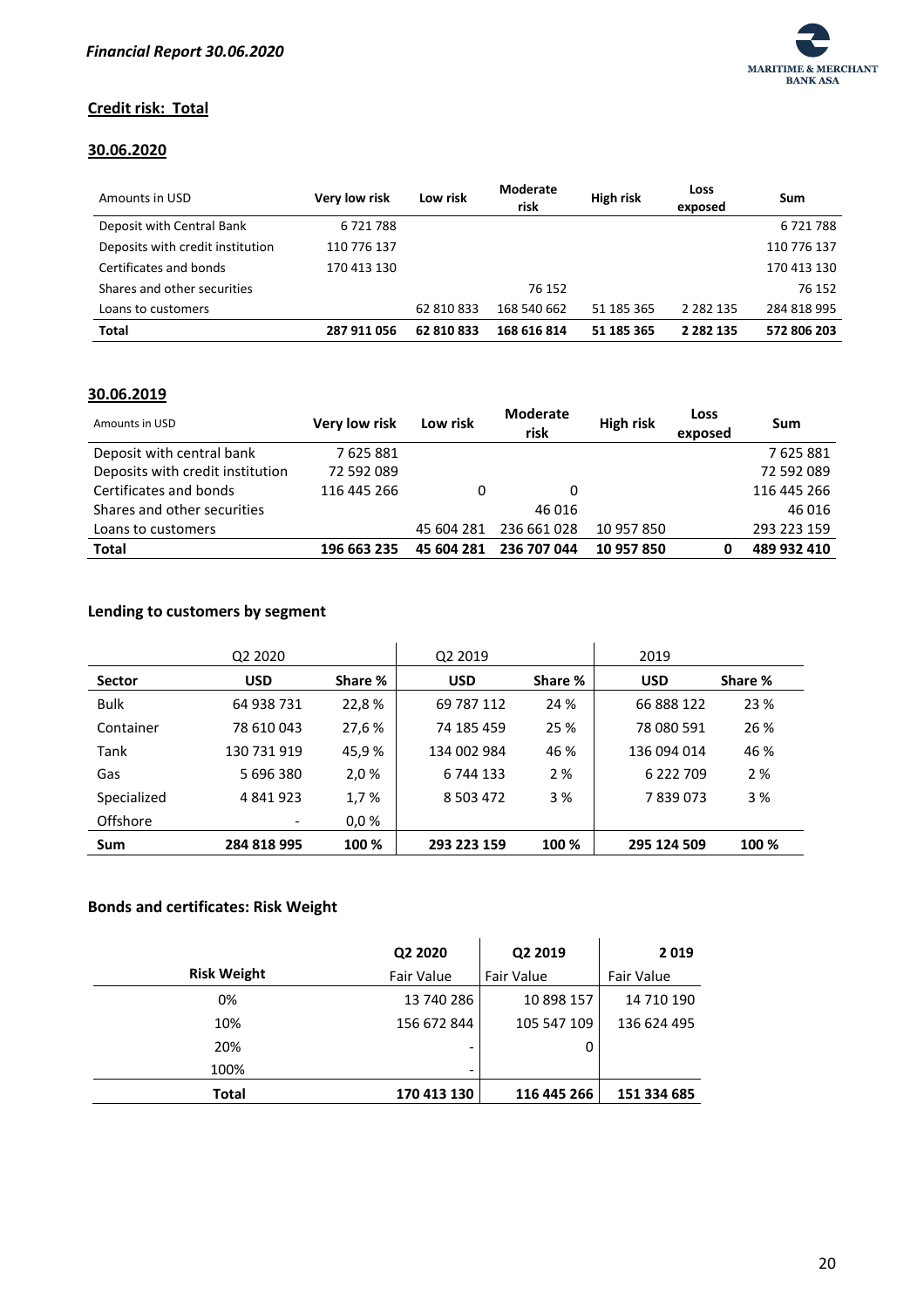## Credit risk: Total

### 30.06.2020

| Amounts in USD | Very low risk | Low risk | Moderate risk | High risk | Loss exposed | Sum |
|---|---|---|---|---|---|---|
| Deposit with Central Bank | 6 721 788 | | | | | 6 721 788 |
| Deposits with credit institution | 110 776 137 | | | | | 110 776 137 |
| Certificates and bonds | 170 413 130 | | | | | 170 413 130 |
| Shares and other securities | | | 76 152 | | | 76 152 |
| Loans to customers | | 62 810 833 | 168 540 662 | 51 185 365 | 2 282 135 | 284 818 995 |
| **Total** | **287 911 056** | **62 810 833** | **168 616 814** | **51 185 365** | **2 282 135** | **572 806 203** |

### 30.06.2019

| Amounts in USD | Very low risk | Low risk | Moderate risk | High risk | Loss exposed | Sum |
|---|---|---|---|---|---|---|
| Deposit with central bank | 7 625 881 | | | | | 7 625 881 |
| Deposits with credit institution | 72 592 089 | | | | | 72 592 089 |
| Certificates and bonds | 116 445 266 | 0 | 0 | | | 116 445 266 |
| Shares and other securities | | | 46 016 | | | 46 016 |
| Loans to customers | | 45 604 281 | 236 661 028 | 10 957 850 | | 293 223 159 |
| **Total** | **196 663 235** | **45 604 281** | **236 707 044** | **10 957 850** | **0** | **489 932 410** |

### Lending to customers by segment

| | Q2 2020 | | Q2 2019 | | 2019 | |
|---|---|---|---|---|---|---|
| **Sector** | **USD** | **Share %** | **USD** | **Share %** | **USD** | **Share %** |
| Bulk | 64 938 731 | 22,8 % | 69 787 112 | 24 % | 66 888 122 | 23 % |
| Container | 78 610 043 | 27,6 % | 74 185 459 | 25 % | 78 080 591 | 26 % |
| Tank | 130 731 919 | 45,9 % | 134 002 984 | 46 % | 136 094 014 | 46 % |
| Gas | 5 696 380 | 2,0 % | 6 744 133 | 2 % | 6 222 709 | 2 % |
| Specialized | 4 841 923 | 1,7 % | 8 503 472 | 3 % | 7 839 073 | 3 % |
| Offshore | - | 0,0 % | | | | |
| **Sum** | **284 818 995** | **100 %** | **293 223 159** | **100 %** | **295 124 509** | **100 %** |

### Bonds and certificates: Risk Weight

| | Q2 2020 | Q2 2019 | 2 019 |
|---|---|---|---|
| **Risk Weight** | Fair Value | Fair Value | Fair Value |
| 0% | 13 740 286 | 10 898 157 | 14 710 190 |
| 10% | 156 672 844 | 105 547 109 | 136 624 495 |
| 20% | - | 0 | |
| 100% | - | | |
| **Total** | **170 413 130** | **116 445 266** | **151 334 685** |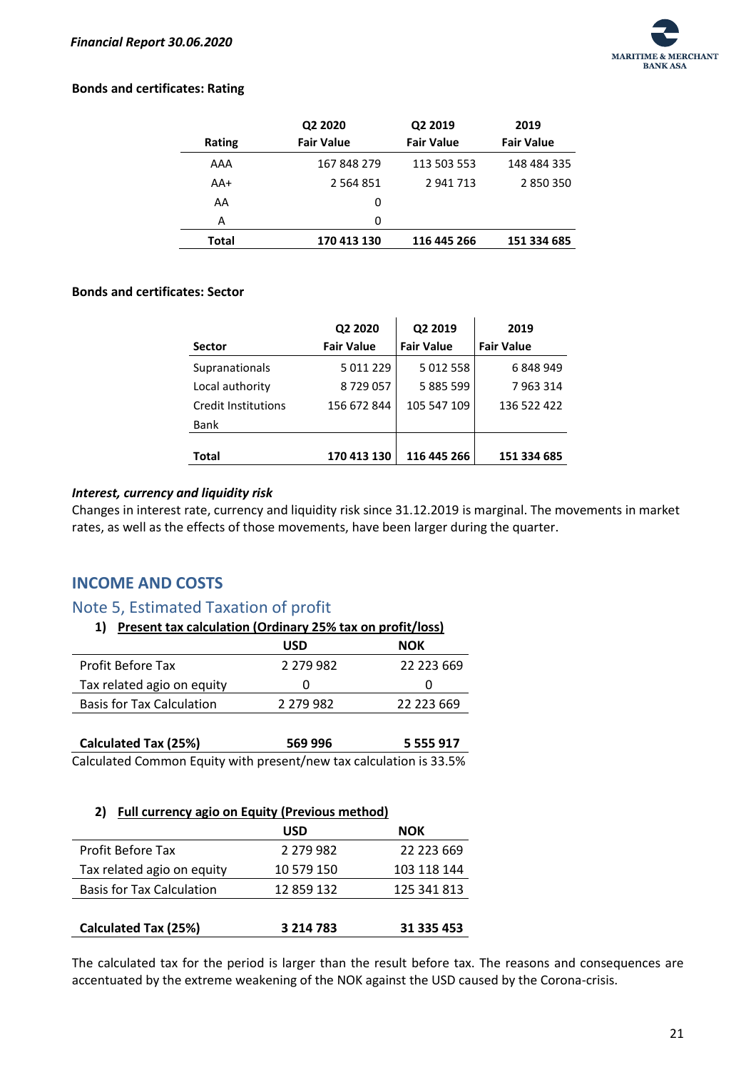**Bonds and certificates: Rating**

| Rating | Q2 2020 Fair Value | Q2 2019 Fair Value | 2019 Fair Value |
|---|---|---|---|
| AAA | 167 848 279 | 113 503 553 | 148 484 335 |
| AA+ | 2 564 851 | 2 941 713 | 2 850 350 |
| AA | 0 | | |
| A | 0 | | |
| **Total** | **170 413 130** | **116 445 266** | **151 334 685** |

**Bonds and certificates: Sector**

| Sector | Q2 2020 Fair Value | Q2 2019 Fair Value | 2019 Fair Value |
|---|---|---|---|
| Supranationals | 5 011 229 | 5 012 558 | 6 848 949 |
| Local authority | 8 729 057 | 5 885 599 | 7 963 314 |
| Credit Institutions | 156 672 844 | 105 547 109 | 136 522 422 |
| Bank | | | |
| **Total** | **170 413 130** | **116 445 266** | **151 334 685** |

***Interest, currency and liquidity risk***

Changes in interest rate, currency and liquidity risk since 31.12.2019 is marginal. The movements in market rates, as well as the effects of those movements, have been larger during the quarter.

## INCOME AND COSTS

### Note 5, Estimated Taxation of profit

**1) Present tax calculation (Ordinary 25% tax on profit/loss)**

| | USD | NOK |
|---|---|---|
| Profit Before Tax | 2 279 982 | 22 223 669 |
| Tax related agio on equity | 0 | 0 |
| Basis for Tax Calculation | 2 279 982 | 22 223 669 |
| | | |
| **Calculated Tax (25%)** | **569 996** | **5 555 917** |

Calculated Common Equity with present/new tax calculation is 33.5%

**2) Full currency agio on Equity (Previous method)**

| | USD | NOK |
|---|---|---|
| Profit Before Tax | 2 279 982 | 22 223 669 |
| Tax related agio on equity | 10 579 150 | 103 118 144 |
| Basis for Tax Calculation | 12 859 132 | 125 341 813 |
| | | |
| **Calculated Tax (25%)** | **3 214 783** | **31 335 453** |

The calculated tax for the period is larger than the result before tax. The reasons and consequences are accentuated by the extreme weakening of the NOK against the USD caused by the Corona-crisis.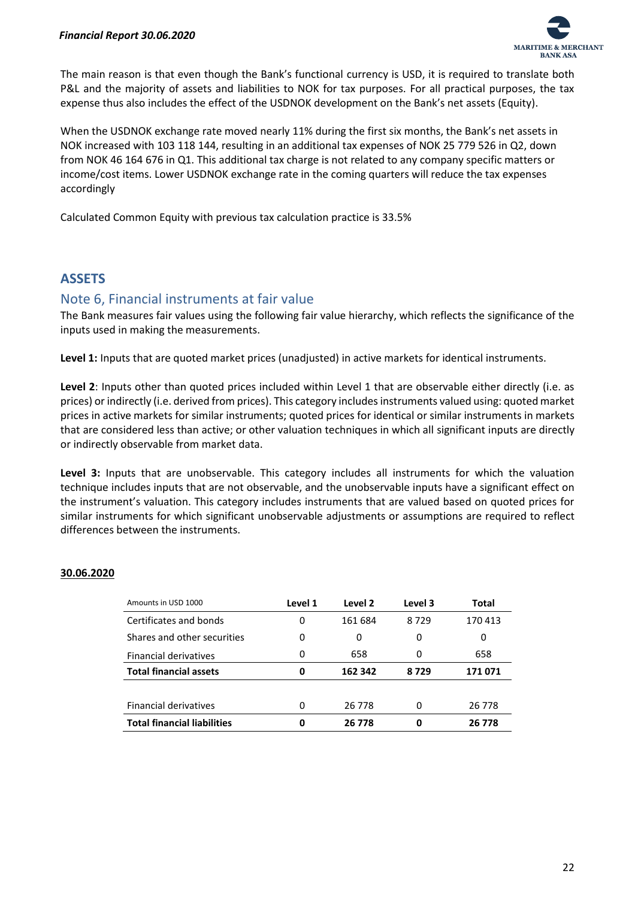The main reason is that even though the Bank's functional currency is USD, it is required to translate both P&L and the majority of assets and liabilities to NOK for tax purposes. For all practical purposes, the tax expense thus also includes the effect of the USDNOK development on the Bank's net assets (Equity).

When the USDNOK exchange rate moved nearly 11% during the first six months, the Bank's net assets in NOK increased with 103 118 144, resulting in an additional tax expenses of NOK 25 779 526 in Q2, down from NOK 46 164 676 in Q1. This additional tax charge is not related to any company specific matters or income/cost items. Lower USDNOK exchange rate in the coming quarters will reduce the tax expenses accordingly

Calculated Common Equity with previous tax calculation practice is 33.5%

## ASSETS

### Note 6, Financial instruments at fair value

The Bank measures fair values using the following fair value hierarchy, which reflects the significance of the inputs used in making the measurements.

**Level 1:** Inputs that are quoted market prices (unadjusted) in active markets for identical instruments.

**Level 2**: Inputs other than quoted prices included within Level 1 that are observable either directly (i.e. as prices) or indirectly (i.e. derived from prices). This category includes instruments valued using: quoted market prices in active markets for similar instruments; quoted prices for identical or similar instruments in markets that are considered less than active; or other valuation techniques in which all significant inputs are directly or indirectly observable from market data.

**Level 3:** Inputs that are unobservable. This category includes all instruments for which the valuation technique includes inputs that are not observable, and the unobservable inputs have a significant effect on the instrument's valuation. This category includes instruments that are valued based on quoted prices for similar instruments for which significant unobservable adjustments or assumptions are required to reflect differences between the instruments.

**30.06.2020**

| Amounts in USD 1000 | Level 1 | Level 2 | Level 3 | Total |
|---|---|---|---|---|
| Certificates and bonds | 0 | 161 684 | 8 729 | 170 413 |
| Shares and other securities | 0 | 0 | 0 | 0 |
| Financial derivatives | 0 | 658 | 0 | 658 |
| **Total financial assets** | **0** | **162 342** | **8 729** | **171 071** |
| | | | | |
| Financial derivatives | 0 | 26 778 | 0 | 26 778 |
| **Total financial liabilities** | **0** | **26 778** | **0** | **26 778** |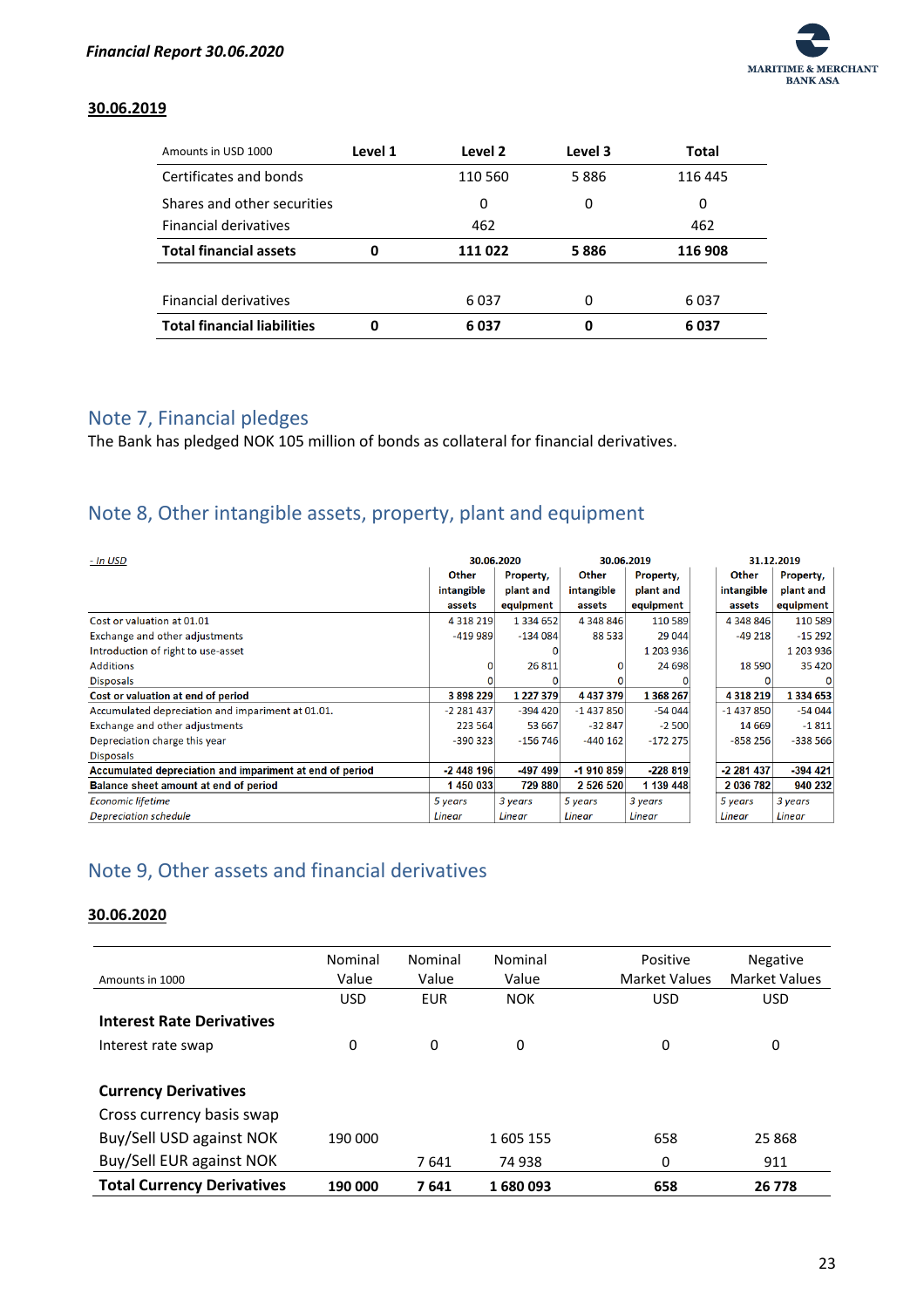**30.06.2019**

| Amounts in USD 1000 | Level 1 | Level 2 | Level 3 | Total |
|---|---|---|---|---|
| Certificates and bonds | | 110 560 | 5 886 | 116 445 |
| Shares and other securities | | 0 | 0 | 0 |
| Financial derivatives | | 462 | | 462 |
| **Total financial assets** | **0** | **111 022** | **5 886** | **116 908** |
| | | | | |
| Financial derivatives | | 6 037 | 0 | 6 037 |
| **Total financial liabilities** | **0** | **6 037** | **0** | **6 037** |

## Note 7, Financial pledges

The Bank has pledged NOK 105 million of bonds as collateral for financial derivatives.

## Note 8, Other intangible assets, property, plant and equipment

| *- In USD* | 30.06.2020 | | 30.06.2019 | | 31.12.2019 | |
|---|---|---|---|---|---|---|
| | Other intangible assets | Property, plant and equipment | Other intangible assets | Property, plant and equipment | Other intangible assets | Property, plant and equipment |
| Cost or valuation at 01.01 | 4 318 219 | 1 334 652 | 4 348 846 | 110 589 | 4 348 846 | 110 589 |
| Exchange and other adjustments | -419 989 | -134 084 | 88 533 | 29 044 | -49 218 | -15 292 |
| Introduction of right to use-asset | | 0 | | 1 203 936 | | 1 203 936 |
| Additions | 0 | 26 811 | 0 | 24 698 | 18 590 | 35 420 |
| Disposals | 0 | 0 | 0 | 0 | 0 | 0 |
| **Cost or valuation at end of period** | **3 898 229** | **1 227 379** | **4 437 379** | **1 368 267** | **4 318 219** | **1 334 653** |
| Accumulated depreciation and impariment at 01.01. | -2 281 437 | -394 420 | -1 437 850 | -54 044 | -1 437 850 | -54 044 |
| Exchange and other adjustments | 223 564 | 53 667 | -32 847 | -2 500 | 14 669 | -1 811 |
| Depreciation charge this year | -390 323 | -156 746 | -440 162 | -172 275 | -858 256 | -338 566 |
| Disposals | | | | | | |
| **Accumulated depreciation and impariment at end of period** | **-2 448 196** | **-497 499** | **-1 910 859** | **-228 819** | **-2 281 437** | **-394 421** |
| **Balance sheet amount at end of period** | **1 450 033** | **729 880** | **2 526 520** | **1 139 448** | **2 036 782** | **940 232** |
| *Economic lifetime* | *5 years* | *3 years* | *5 years* | *3 years* | *5 years* | *3 years* |
| *Depreciation schedule* | *Linear* | *Linear* | *Linear* | *Linear* | *Linear* | *Linear* |

## Note 9, Other assets and financial derivatives

**30.06.2020**

| Amounts in 1000 | Nominal Value | Nominal Value | Nominal Value | Positive Market Values | Negative Market Values |
|---|---|---|---|---|---|
| | USD | EUR | NOK | USD | USD |
| **Interest Rate Derivatives** | | | | | |
| Interest rate swap | 0 | 0 | 0 | 0 | 0 |
| | | | | | |
| **Currency Derivatives** | | | | | |
| Cross currency basis swap | | | | | |
| Buy/Sell USD against NOK | 190 000 | | 1 605 155 | 658 | 25 868 |
| Buy/Sell EUR against NOK | | 7 641 | 74 938 | 0 | 911 |
| **Total Currency Derivatives** | **190 000** | **7 641** | **1 680 093** | **658** | **26 778** |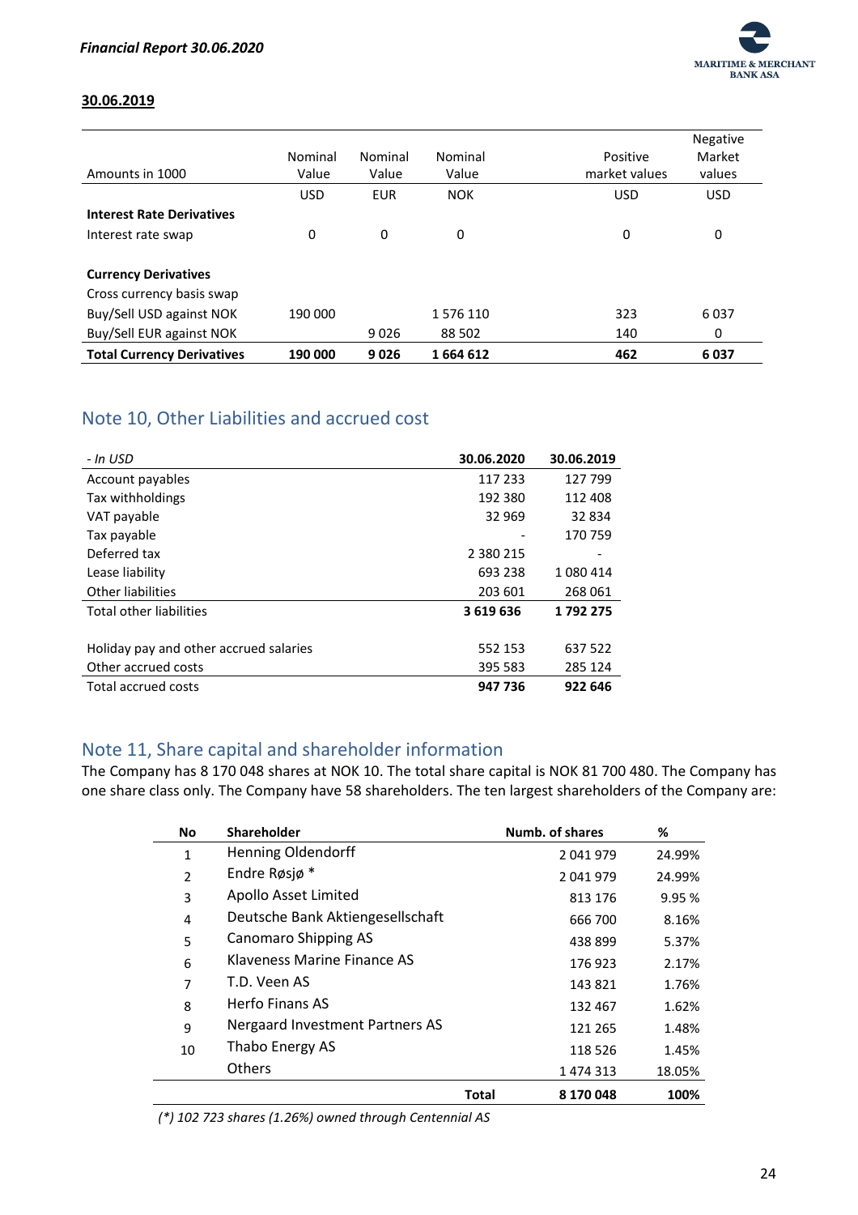**30.06.2019**

| Amounts in 1000 | Nominal Value | Nominal Value | Nominal Value | Positive market values | Negative Market values |
|---|---|---|---|---|---|
| | USD | EUR | NOK | USD | USD |
| **Interest Rate Derivatives** | | | | | |
| Interest rate swap | 0 | 0 | 0 | 0 | 0 |
| | | | | | |
| **Currency Derivatives** | | | | | |
| Cross currency basis swap | | | | | |
| Buy/Sell USD against NOK | 190 000 | | 1 576 110 | 323 | 6 037 |
| Buy/Sell EUR against NOK | | 9 026 | 88 502 | 140 | 0 |
| **Total Currency Derivatives** | **190 000** | **9 026** | **1 664 612** | **462** | **6 037** |

## Note 10, Other Liabilities and accrued cost

| *- In USD* | **30.06.2020** | **30.06.2019** |
|---|---|---|
| Account payables | 117 233 | 127 799 |
| Tax withholdings | 192 380 | 112 408 |
| VAT payable | 32 969 | 32 834 |
| Tax payable | - | 170 759 |
| Deferred tax | 2 380 215 | - |
| Lease liability | 693 238 | 1 080 414 |
| Other liabilities | 203 601 | 268 061 |
| Total other liabilities | **3 619 636** | **1 792 275** |
| | | |
| Holiday pay and other accrued salaries | 552 153 | 637 522 |
| Other accrued costs | 395 583 | 285 124 |
| Total accrued costs | **947 736** | **922 646** |

## Note 11, Share capital and shareholder information

The Company has 8 170 048 shares at NOK 10. The total share capital is NOK 81 700 480. The Company has one share class only. The Company have 58 shareholders. The ten largest shareholders of the Company are:

| No | Shareholder | Numb. of shares | % |
|---|---|---|---|
| 1 | Henning Oldendorff | 2 041 979 | 24.99% |
| 2 | Endre Røsjø * | 2 041 979 | 24.99% |
| 3 | Apollo Asset Limited | 813 176 | 9.95 % |
| 4 | Deutsche Bank Aktiengesellschaft | 666 700 | 8.16% |
| 5 | Canomaro Shipping AS | 438 899 | 5.37% |
| 6 | Klaveness Marine Finance AS | 176 923 | 2.17% |
| 7 | T.D. Veen AS | 143 821 | 1.76% |
| 8 | Herfo Finans AS | 132 467 | 1.62% |
| 9 | Nergaard Investment Partners AS | 121 265 | 1.48% |
| 10 | Thabo Energy AS | 118 526 | 1.45% |
| | Others | 1 474 313 | 18.05% |
| | **Total** | **8 170 048** | **100%** |

*(\*) 102 723 shares (1.26%) owned through Centennial AS*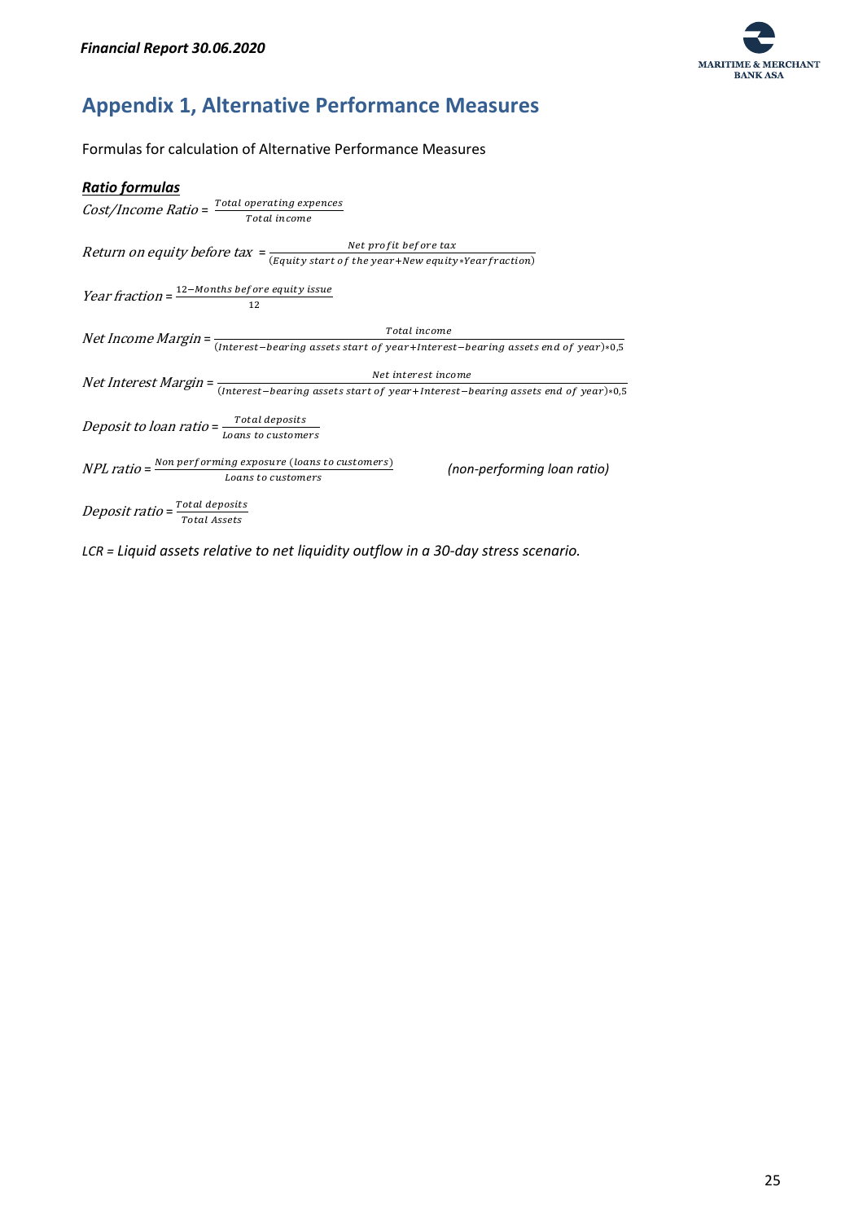# Appendix 1, Alternative Performance Measures

Formulas for calculation of Alternative Performance Measures

***Ratio formulas***

$$Cost/Income\ Ratio = \frac{Total\ operating\ expences}{Total\ income}$$

$$Return\ on\ equity\ before\ tax\ = \frac{Net\ profit\ before\ tax}{(Equity\ start\ of\ the\ year + New\ equity * Year\ fraction)}$$

$$Year\ fraction = \frac{12 - Months\ before\ equity\ issue}{12}$$

$$Net\ Income\ Margin = \frac{Total\ income}{(Interest\text{-}bearing\ assets\ start\ of\ year + Interest\text{-}bearing\ assets\ end\ of\ year) * 0{,}5}$$

$$Net\ Interest\ Margin = \frac{Net\ interest\ income}{(Interest\text{-}bearing\ assets\ start\ of\ year + Interest\text{-}bearing\ assets\ end\ of\ year) * 0{,}5}$$

$$Deposit\ to\ loan\ ratio = \frac{Total\ deposits}{Loans\ to\ customers}$$

$$NPL\ ratio = \frac{Non\ performing\ exposure\ (loans\ to\ customers)}{Loans\ to\ customers}$$

*(non-performing loan ratio)*

$$Deposit\ ratio = \frac{Total\ deposits}{Total\ Assets}$$

*LCR = Liquid assets relative to net liquidity outflow in a 30-day stress scenario.*